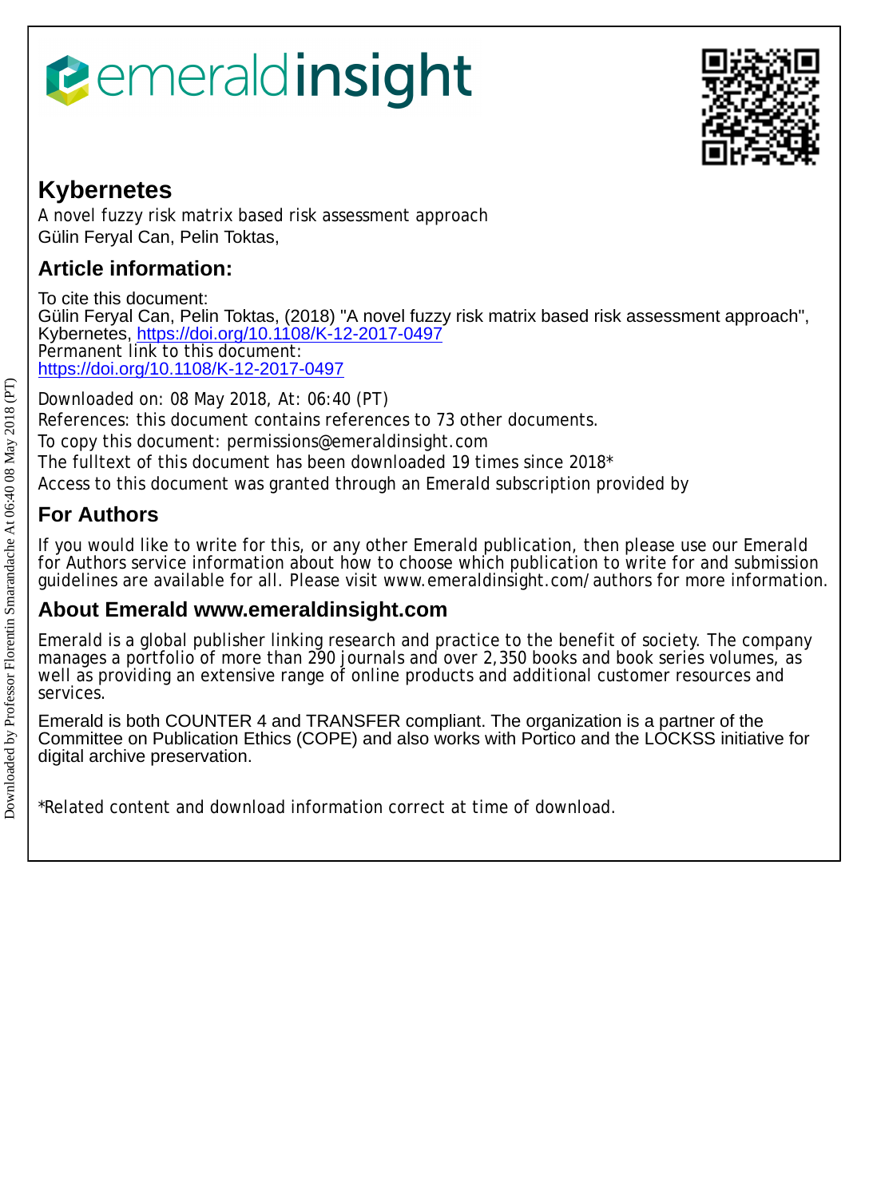# emeraldinsight

## Kybernetes

A novel fuzzy risk matrix based risk assessment approach

Gülin Feryal Can, Pelin Toktas,

## Article information:

To cite this document:
Gülin Feryal Can, Pelin Toktas, (2018) "A novel fuzzy risk matrix based risk assessment approach", Kybernetes, https://doi.org/10.1108/K-12-2017-0497
Permanent link to this document:
https://doi.org/10.1108/K-12-2017-0497

Downloaded on: 08 May 2018, At: 06:40 (PT)
References: this document contains references to 73 other documents.
To copy this document: permissions@emeraldinsight.com
The fulltext of this document has been downloaded 19 times since 2018*
Access to this document was granted through an Emerald subscription provided by

## For Authors

If you would like to write for this, or any other Emerald publication, then please use our Emerald for Authors service information about how to choose which publication to write for and submission guidelines are available for all. Please visit www.emeraldinsight.com/authors for more information.

## About Emerald www.emeraldinsight.com

Emerald is a global publisher linking research and practice to the benefit of society. The company manages a portfolio of more than 290 journals and over 2,350 books and book series volumes, as well as providing an extensive range of online products and additional customer resources and services.

Emerald is both COUNTER 4 and TRANSFER compliant. The organization is a partner of the Committee on Publication Ethics (COPE) and also works with Portico and the LOCKSS initiative for digital archive preservation.

*Related content and download information correct at time of download.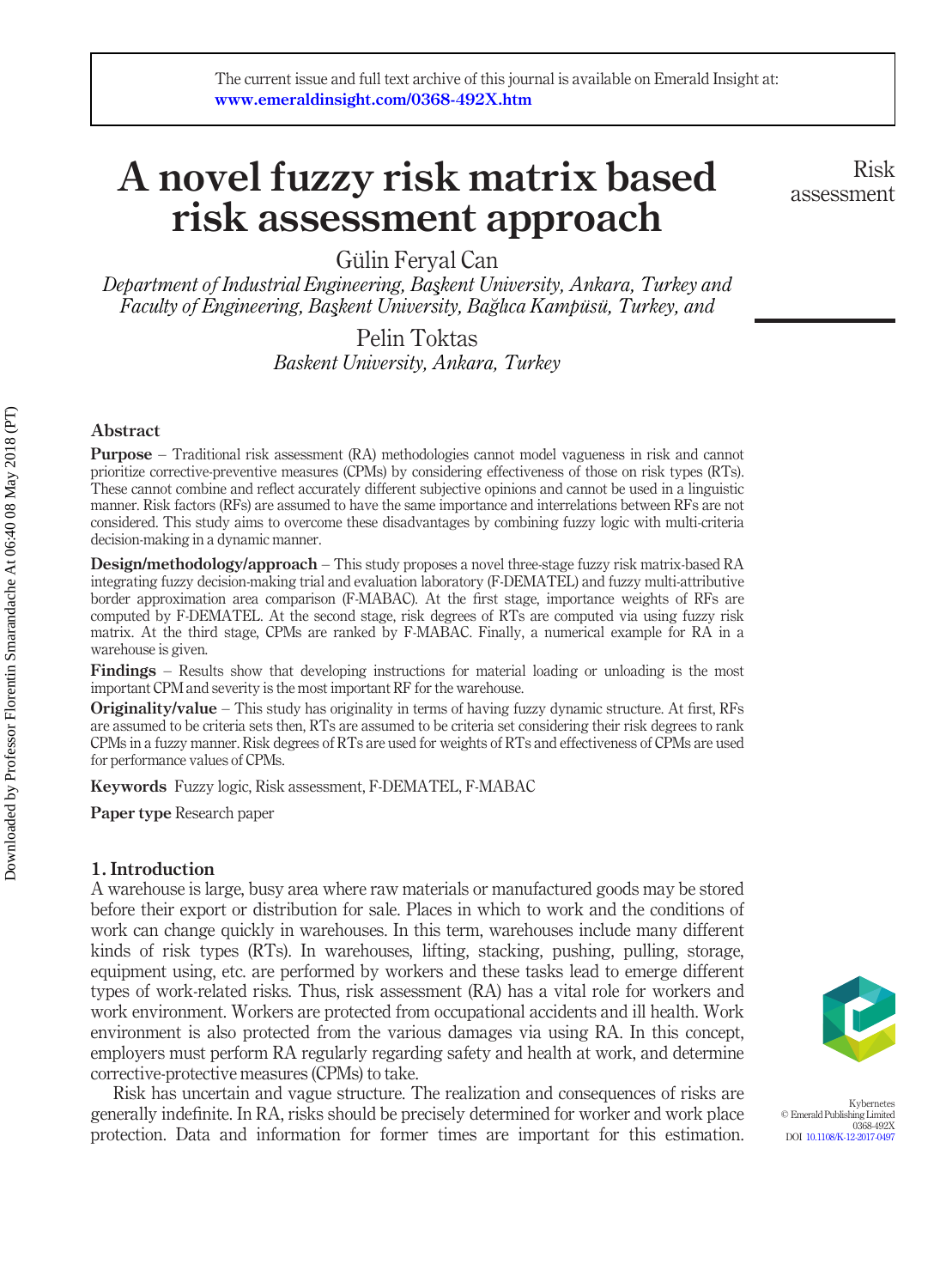# A novel fuzzy risk matrix based risk assessment approach

Gülin Feryal Can

*Department of Industrial Engineering, Başkent University, Ankara, Turkey and Faculty of Engineering, Başkent University, Bağlıca Kampüsü, Turkey, and*

Pelin Toktas

*Baskent University, Ankara, Turkey*

## Abstract

**Purpose** – Traditional risk assessment (RA) methodologies cannot model vagueness in risk and cannot prioritize corrective-preventive measures (CPMs) by considering effectiveness of those on risk types (RTs). These cannot combine and reflect accurately different subjective opinions and cannot be used in a linguistic manner. Risk factors (RFs) are assumed to have the same importance and interrelations between RFs are not considered. This study aims to overcome these disadvantages by combining fuzzy logic with multi-criteria decision-making in a dynamic manner.

**Design/methodology/approach** – This study proposes a novel three-stage fuzzy risk matrix-based RA integrating fuzzy decision-making trial and evaluation laboratory (F-DEMATEL) and fuzzy multi-attributive border approximation area comparison (F-MABAC). At the first stage, importance weights of RFs are computed by F-DEMATEL. At the second stage, risk degrees of RTs are computed via using fuzzy risk matrix. At the third stage, CPMs are ranked by F-MABAC. Finally, a numerical example for RA in a warehouse is given.

**Findings** – Results show that developing instructions for material loading or unloading is the most important CPM and severity is the most important RF for the warehouse.

**Originality/value** – This study has originality in terms of having fuzzy dynamic structure. At first, RFs are assumed to be criteria sets then, RTs are assumed to be criteria set considering their risk degrees to rank CPMs in a fuzzy manner. Risk degrees of RTs are used for weights of RTs and effectiveness of CPMs are used for performance values of CPMs.

**Keywords** Fuzzy logic, Risk assessment, F-DEMATEL, F-MABAC

**Paper type** Research paper

## 1. Introduction

A warehouse is large, busy area where raw materials or manufactured goods may be stored before their export or distribution for sale. Places in which to work and the conditions of work can change quickly in warehouses. In this term, warehouses include many different kinds of risk types (RTs). In warehouses, lifting, stacking, pushing, pulling, storage, equipment using, etc. are performed by workers and these tasks lead to emerge different types of work-related risks. Thus, risk assessment (RA) has a vital role for workers and work environment. Workers are protected from occupational accidents and ill health. Work environment is also protected from the various damages via using RA. In this concept, employers must perform RA regularly regarding safety and health at work, and determine corrective-protective measures (CPMs) to take.

Risk has uncertain and vague structure. The realization and consequences of risks are generally indefinite. In RA, risks should be precisely determined for worker and work place protection. Data and information for former times are important for this estimation.

Kybernetes
© Emerald Publishing Limited
0368-492X
DOI 10.1108/K-12-2017-0497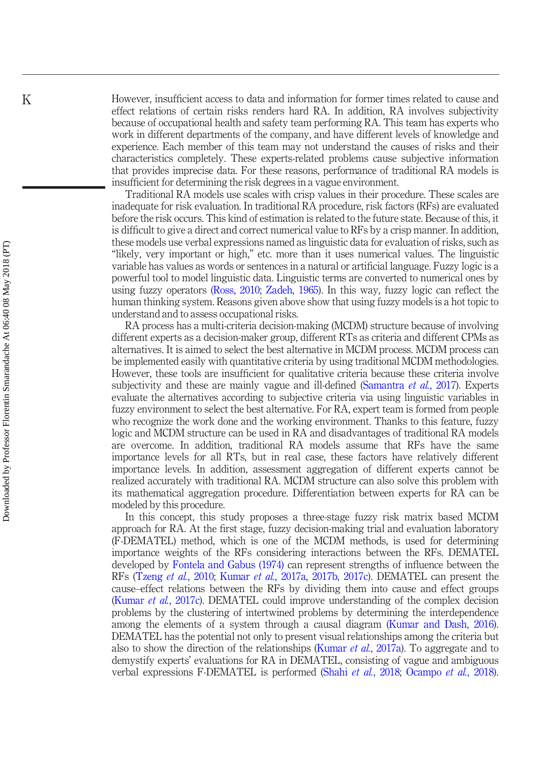However, insufficient access to data and information for former times related to cause and effect relations of certain risks renders hard RA. In addition, RA involves subjectivity because of occupational health and safety team performing RA. This team has experts who work in different departments of the company, and have different levels of knowledge and experience. Each member of this team may not understand the causes of risks and their characteristics completely. These experts-related problems cause subjective information that provides imprecise data. For these reasons, performance of traditional RA models is insufficient for determining the risk degrees in a vague environment.

Traditional RA models use scales with crisp values in their procedure. These scales are inadequate for risk evaluation. In traditional RA procedure, risk factors (RFs) are evaluated before the risk occurs. This kind of estimation is related to the future state. Because of this, it is difficult to give a direct and correct numerical value to RFs by a crisp manner. In addition, these models use verbal expressions named as linguistic data for evaluation of risks, such as "likely, very important or high," etc. more than it uses numerical values. The linguistic variable has values as words or sentences in a natural or artificial language. Fuzzy logic is a powerful tool to model linguistic data. Linguistic terms are converted to numerical ones by using fuzzy operators (Ross, 2010; Zadeh, 1965). In this way, fuzzy logic can reflect the human thinking system. Reasons given above show that using fuzzy models is a hot topic to understand and to assess occupational risks.

RA process has a multi-criteria decision-making (MCDM) structure because of involving different experts as a decision-maker group, different RTs as criteria and different CPMs as alternatives. It is aimed to select the best alternative in MCDM process. MCDM process can be implemented easily with quantitative criteria by using traditional MCDM methodologies. However, these tools are insufficient for qualitative criteria because these criteria involve subjectivity and these are mainly vague and ill-defined (Samantra *et al.*, 2017). Experts evaluate the alternatives according to subjective criteria via using linguistic variables in fuzzy environment to select the best alternative. For RA, expert team is formed from people who recognize the work done and the working environment. Thanks to this feature, fuzzy logic and MCDM structure can be used in RA and disadvantages of traditional RA models are overcome. In addition, traditional RA models assume that RFs have the same importance levels for all RTs, but in real case, these factors have relatively different importance levels. In addition, assessment aggregation of different experts cannot be realized accurately with traditional RA. MCDM structure can also solve this problem with its mathematical aggregation procedure. Differentiation between experts for RA can be modeled by this procedure.

In this concept, this study proposes a three-stage fuzzy risk matrix based MCDM approach for RA. At the first stage, fuzzy decision-making trial and evaluation laboratory (F-DEMATEL) method, which is one of the MCDM methods, is used for determining importance weights of the RFs considering interactions between the RFs. DEMATEL developed by Fontela and Gabus (1974) can represent strengths of influence between the RFs (Tzeng *et al.*, 2010; Kumar *et al.*, 2017a, 2017b, 2017c). DEMATEL can present the cause–effect relations between the RFs by dividing them into cause and effect groups (Kumar *et al.*, 2017c). DEMATEL could improve understanding of the complex decision problems by the clustering of intertwined problems by determining the interdependence among the elements of a system through a causal diagram (Kumar and Dash, 2016). DEMATEL has the potential not only to present visual relationships among the criteria but also to show the direction of the relationships (Kumar *et al.*, 2017a). To aggregate and to demystify experts' evaluations for RA in DEMATEL, consisting of vague and ambiguous verbal expressions F-DEMATEL is performed (Shahi *et al.*, 2018; Ocampo *et al.*, 2018).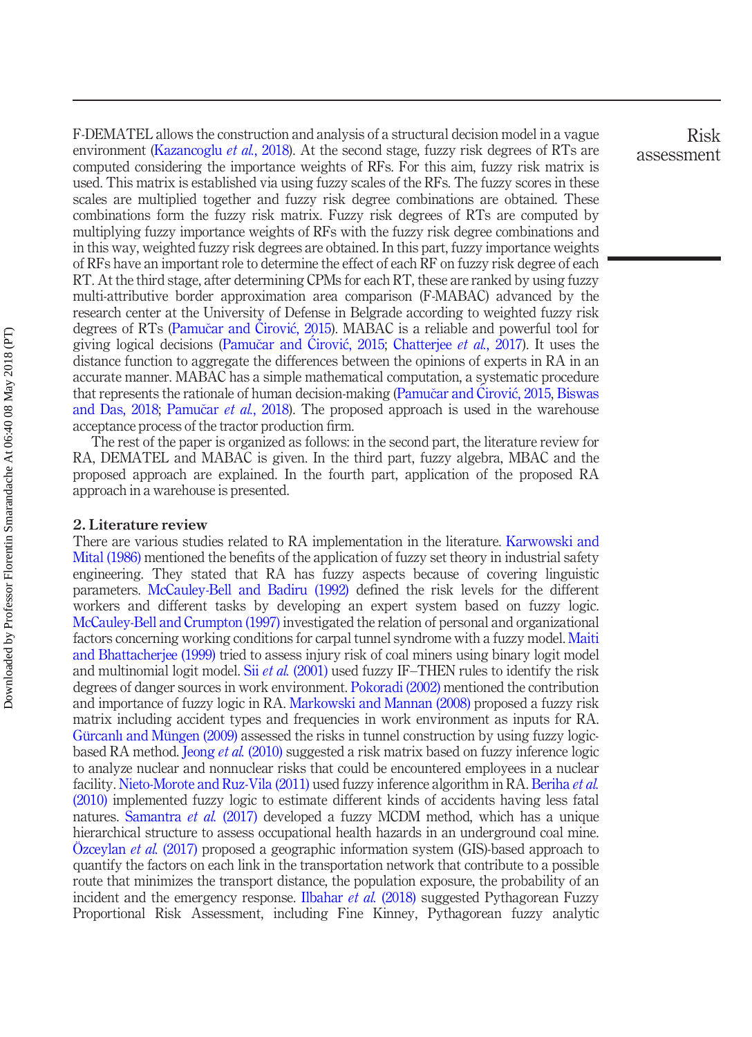F-DEMATEL allows the construction and analysis of a structural decision model in a vague environment (Kazancoglu *et al.*, 2018). At the second stage, fuzzy risk degrees of RTs are computed considering the importance weights of RFs. For this aim, fuzzy risk matrix is used. This matrix is established via using fuzzy scales of the RFs. The fuzzy scores in these scales are multiplied together and fuzzy risk degree combinations are obtained. These combinations form the fuzzy risk matrix. Fuzzy risk degrees of RTs are computed by multiplying fuzzy importance weights of RFs with the fuzzy risk degree combinations and in this way, weighted fuzzy risk degrees are obtained. In this part, fuzzy importance weights of RFs have an important role to determine the effect of each RF on fuzzy risk degree of each RT. At the third stage, after determining CPMs for each RT, these are ranked by using fuzzy multi-attributive border approximation area comparison (F-MABAC) advanced by the research center at the University of Defense in Belgrade according to weighted fuzzy risk degrees of RTs (Pamučar and Ćirović, 2015). MABAC is a reliable and powerful tool for giving logical decisions (Pamučar and Ćirović, 2015; Chatterjee *et al.*, 2017). It uses the distance function to aggregate the differences between the opinions of experts in RA in an accurate manner. MABAC has a simple mathematical computation, a systematic procedure that represents the rationale of human decision-making (Pamučar and Ćirović, 2015, Biswas and Das, 2018; Pamučar *et al.*, 2018). The proposed approach is used in the warehouse acceptance process of the tractor production firm.

The rest of the paper is organized as follows: in the second part, the literature review for RA, DEMATEL and MABAC is given. In the third part, fuzzy algebra, MBAC and the proposed approach are explained. In the fourth part, application of the proposed RA approach in a warehouse is presented.

## 2. Literature review

There are various studies related to RA implementation in the literature. Karwowski and Mital (1986) mentioned the benefits of the application of fuzzy set theory in industrial safety engineering. They stated that RA has fuzzy aspects because of covering linguistic parameters. McCauley-Bell and Badiru (1992) defined the risk levels for the different workers and different tasks by developing an expert system based on fuzzy logic. McCauley-Bell and Crumpton (1997) investigated the relation of personal and organizational factors concerning working conditions for carpal tunnel syndrome with a fuzzy model. Maiti and Bhattacherjee (1999) tried to assess injury risk of coal miners using binary logit model and multinomial logit model. Sii *et al.* (2001) used fuzzy IF–THEN rules to identify the risk degrees of danger sources in work environment. Pokoradi (2002) mentioned the contribution and importance of fuzzy logic in RA. Markowski and Mannan (2008) proposed a fuzzy risk matrix including accident types and frequencies in work environment as inputs for RA. Gürcanlı and Müngen (2009) assessed the risks in tunnel construction by using fuzzy logic-based RA method. Jeong *et al.* (2010) suggested a risk matrix based on fuzzy inference logic to analyze nuclear and nonnuclear risks that could be encountered employees in a nuclear facility. Nieto-Morote and Ruz-Vila (2011) used fuzzy inference algorithm in RA. Beriha *et al.* (2010) implemented fuzzy logic to estimate different kinds of accidents having less fatal natures. Samantra *et al.* (2017) developed a fuzzy MCDM method, which has a unique hierarchical structure to assess occupational health hazards in an underground coal mine. Özceylan *et al.* (2017) proposed a geographic information system (GIS)-based approach to quantify the factors on each link in the transportation network that contribute to a possible route that minimizes the transport distance, the population exposure, the probability of an incident and the emergency response. Ilbahar *et al.* (2018) suggested Pythagorean Fuzzy Proportional Risk Assessment, including Fine Kinney, Pythagorean fuzzy analytic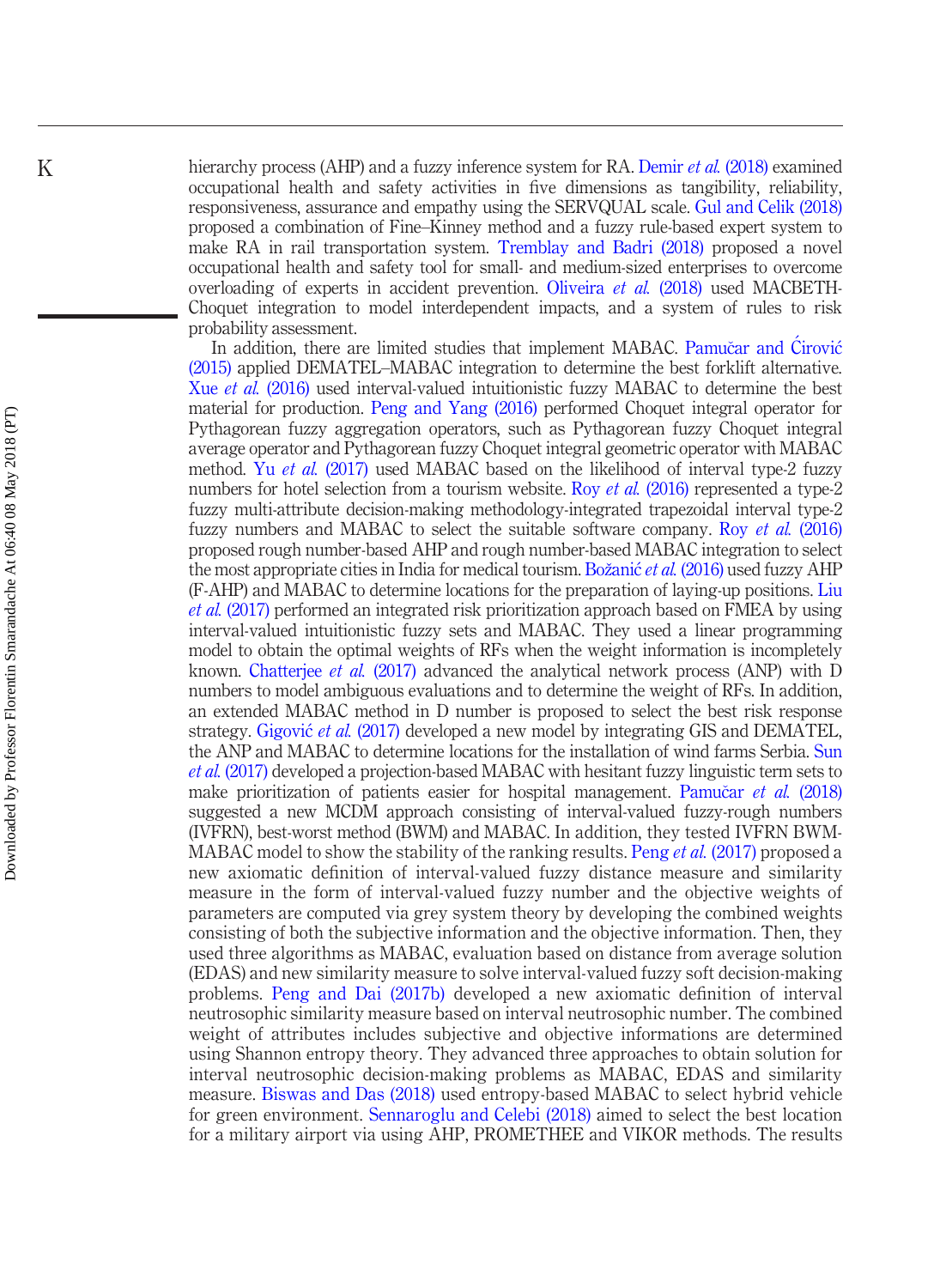hierarchy process (AHP) and a fuzzy inference system for RA. Demir *et al.* (2018) examined occupational health and safety activities in five dimensions as tangibility, reliability, responsiveness, assurance and empathy using the SERVQUAL scale. Gul and Celik (2018) proposed a combination of Fine–Kinney method and a fuzzy rule-based expert system to make RA in rail transportation system. Tremblay and Badri (2018) proposed a novel occupational health and safety tool for small- and medium-sized enterprises to overcome overloading of experts in accident prevention. Oliveira *et al.* (2018) used MACBETH-Choquet integration to model interdependent impacts, and a system of rules to risk probability assessment.

In addition, there are limited studies that implement MABAC. Pamučar and Ćirović (2015) applied DEMATEL–MABAC integration to determine the best forklift alternative. Xue *et al.* (2016) used interval-valued intuitionistic fuzzy MABAC to determine the best material for production. Peng and Yang (2016) performed Choquet integral operator for Pythagorean fuzzy aggregation operators, such as Pythagorean fuzzy Choquet integral average operator and Pythagorean fuzzy Choquet integral geometric operator with MABAC method. Yu *et al.* (2017) used MABAC based on the likelihood of interval type-2 fuzzy numbers for hotel selection from a tourism website. Roy *et al.* (2016) represented a type-2 fuzzy multi-attribute decision-making methodology-integrated trapezoidal interval type-2 fuzzy numbers and MABAC to select the suitable software company. Roy *et al.* (2016) proposed rough number-based AHP and rough number-based MABAC integration to select the most appropriate cities in India for medical tourism. Božanić *et al.* (2016) used fuzzy AHP (F-AHP) and MABAC to determine locations for the preparation of laying-up positions. Liu *et al.* (2017) performed an integrated risk prioritization approach based on FMEA by using interval-valued intuitionistic fuzzy sets and MABAC. They used a linear programming model to obtain the optimal weights of RFs when the weight information is incompletely known. Chatterjee *et al.* (2017) advanced the analytical network process (ANP) with D numbers to model ambiguous evaluations and to determine the weight of RFs. In addition, an extended MABAC method in D number is proposed to select the best risk response strategy. Gigović *et al.* (2017) developed a new model by integrating GIS and DEMATEL, the ANP and MABAC to determine locations for the installation of wind farms Serbia. Sun *et al.* (2017) developed a projection-based MABAC with hesitant fuzzy linguistic term sets to make prioritization of patients easier for hospital management. Pamučar *et al.* (2018) suggested a new MCDM approach consisting of interval-valued fuzzy-rough numbers (IVFRN), best-worst method (BWM) and MABAC. In addition, they tested IVFRN BWM-MABAC model to show the stability of the ranking results. Peng *et al.* (2017) proposed a new axiomatic definition of interval-valued fuzzy distance measure and similarity measure in the form of interval-valued fuzzy number and the objective weights of parameters are computed via grey system theory by developing the combined weights consisting of both the subjective information and the objective information. Then, they used three algorithms as MABAC, evaluation based on distance from average solution (EDAS) and new similarity measure to solve interval-valued fuzzy soft decision-making problems. Peng and Dai (2017b) developed a new axiomatic definition of interval neutrosophic similarity measure based on interval neutrosophic number. The combined weight of attributes includes subjective and objective informations are determined using Shannon entropy theory. They advanced three approaches to obtain solution for interval neutrosophic decision-making problems as MABAC, EDAS and similarity measure. Biswas and Das (2018) used entropy-based MABAC to select hybrid vehicle for green environment. Sennaroglu and Celebi (2018) aimed to select the best location for a military airport via using AHP, PROMETHEE and VIKOR methods. The results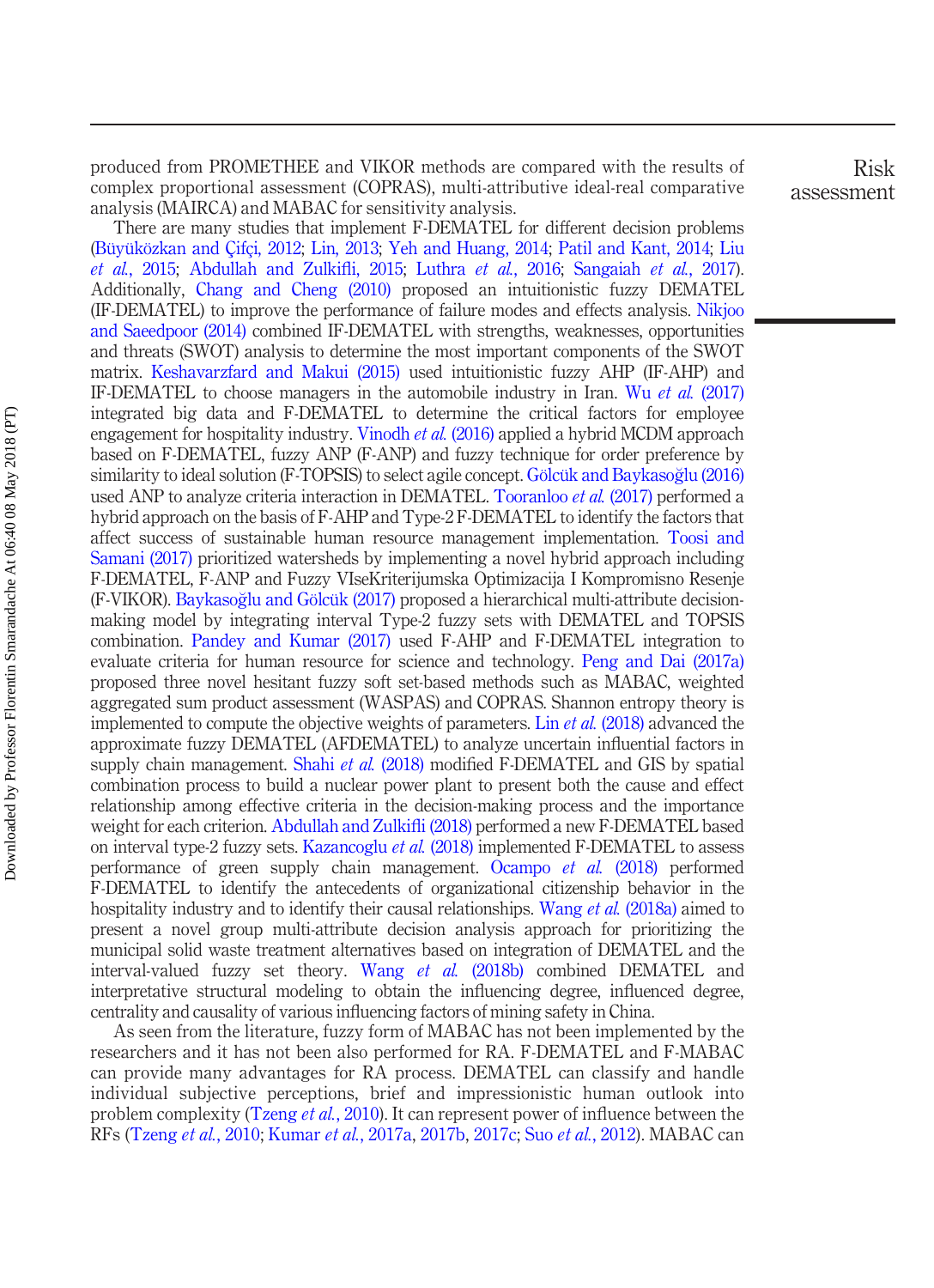produced from PROMETHEE and VIKOR methods are compared with the results of complex proportional assessment (COPRAS), multi-attributive ideal-real comparative analysis (MAIRCA) and MABAC for sensitivity analysis.

There are many studies that implement F-DEMATEL for different decision problems (Büyüközkan and Çifçi, 2012; Lin, 2013; Yeh and Huang, 2014; Patil and Kant, 2014; Liu *et al.*, 2015; Abdullah and Zulkifli, 2015; Luthra *et al.*, 2016; Sangaiah *et al.*, 2017). Additionally, Chang and Cheng (2010) proposed an intuitionistic fuzzy DEMATEL (IF-DEMATEL) to improve the performance of failure modes and effects analysis. Nikjoo and Saeedpoor (2014) combined IF-DEMATEL with strengths, weaknesses, opportunities and threats (SWOT) analysis to determine the most important components of the SWOT matrix. Keshavarzfard and Makui (2015) used intuitionistic fuzzy AHP (IF-AHP) and IF-DEMATEL to choose managers in the automobile industry in Iran. Wu *et al.* (2017) integrated big data and F-DEMATEL to determine the critical factors for employee engagement for hospitality industry. Vinodh *et al.* (2016) applied a hybrid MCDM approach based on F-DEMATEL, fuzzy ANP (F-ANP) and fuzzy technique for order preference by similarity to ideal solution (F-TOPSIS) to select agile concept. Gölcük and Baykasoğlu (2016) used ANP to analyze criteria interaction in DEMATEL. Tooranloo *et al.* (2017) performed a hybrid approach on the basis of F-AHP and Type-2 F-DEMATEL to identify the factors that affect success of sustainable human resource management implementation. Toosi and Samani (2017) prioritized watersheds by implementing a novel hybrid approach including F-DEMATEL, F-ANP and Fuzzy VIseKriterijumska Optimizacija I Kompromisno Resenje (F-VIKOR). Baykasoğlu and Gölcük (2017) proposed a hierarchical multi-attribute decision-making model by integrating interval Type-2 fuzzy sets with DEMATEL and TOPSIS combination. Pandey and Kumar (2017) used F-AHP and F-DEMATEL integration to evaluate criteria for human resource for science and technology. Peng and Dai (2017a) proposed three novel hesitant fuzzy soft set-based methods such as MABAC, weighted aggregated sum product assessment (WASPAS) and COPRAS. Shannon entropy theory is implemented to compute the objective weights of parameters. Lin *et al.* (2018) advanced the approximate fuzzy DEMATEL (AFDEMATEL) to analyze uncertain influential factors in supply chain management. Shahi *et al.* (2018) modified F-DEMATEL and GIS by spatial combination process to build a nuclear power plant to present both the cause and effect relationship among effective criteria in the decision-making process and the importance weight for each criterion. Abdullah and Zulkifli (2018) performed a new F-DEMATEL based on interval type-2 fuzzy sets. Kazancoglu *et al.* (2018) implemented F-DEMATEL to assess performance of green supply chain management. Ocampo *et al.* (2018) performed F-DEMATEL to identify the antecedents of organizational citizenship behavior in the hospitality industry and to identify their causal relationships. Wang *et al.* (2018a) aimed to present a novel group multi-attribute decision analysis approach for prioritizing the municipal solid waste treatment alternatives based on integration of DEMATEL and the interval-valued fuzzy set theory. Wang *et al.* (2018b) combined DEMATEL and interpretative structural modeling to obtain the influencing degree, influenced degree, centrality and causality of various influencing factors of mining safety in China.

As seen from the literature, fuzzy form of MABAC has not been implemented by the researchers and it has not been also performed for RA. F-DEMATEL and F-MABAC can provide many advantages for RA process. DEMATEL can classify and handle individual subjective perceptions, brief and impressionistic human outlook into problem complexity (Tzeng *et al.*, 2010). It can represent power of influence between the RFs (Tzeng *et al.*, 2010; Kumar *et al.*, 2017a, 2017b, 2017c; Suo *et al.*, 2012). MABAC can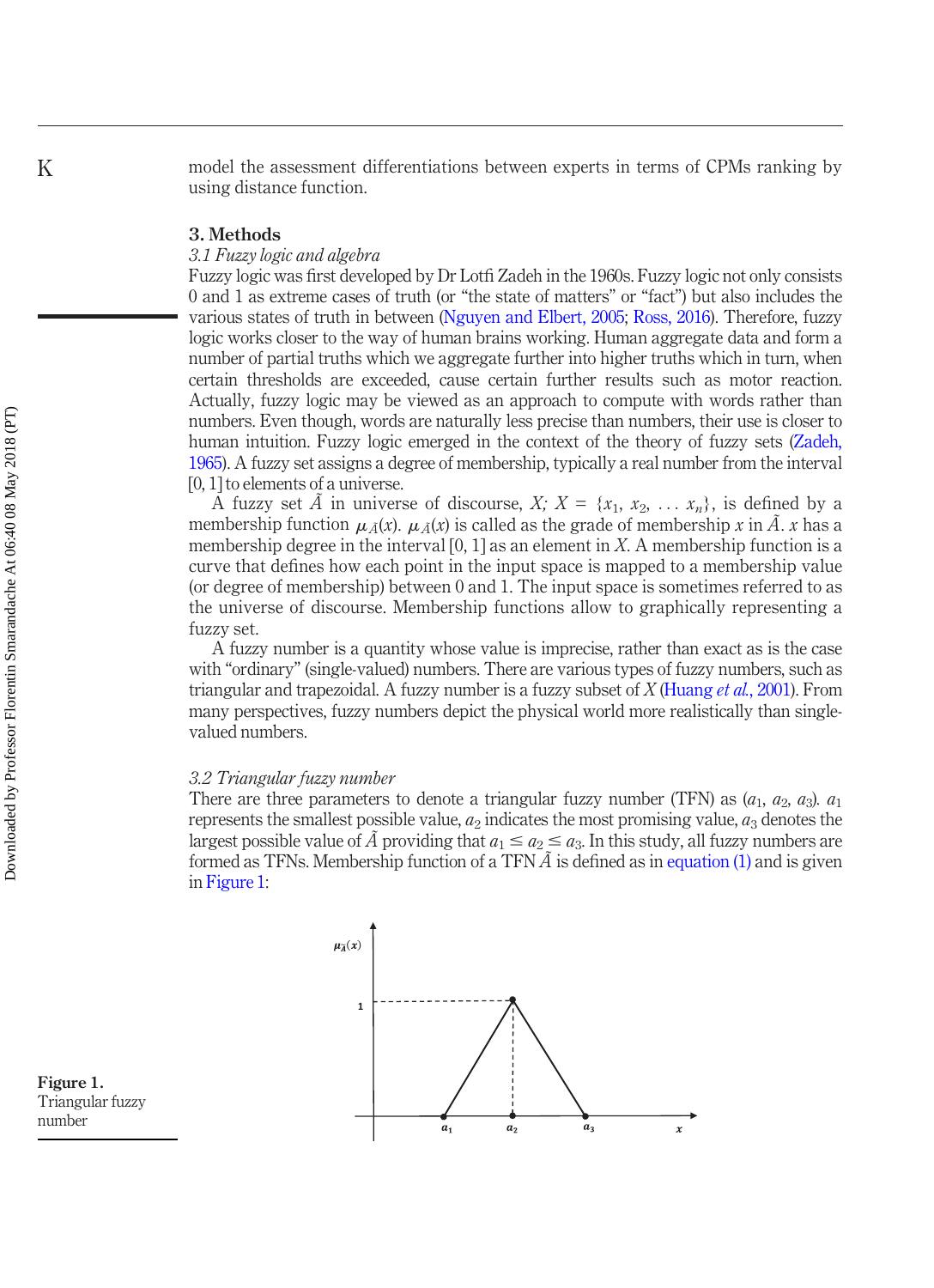model the assessment differentiations between experts in terms of CPMs ranking by using distance function.

## 3. Methods

### *3.1 Fuzzy logic and algebra*

Fuzzy logic was first developed by Dr Lotfi Zadeh in the 1960s. Fuzzy logic not only consists 0 and 1 as extreme cases of truth (or "the state of matters" or "fact") but also includes the various states of truth in between (Nguyen and Elbert, 2005; Ross, 2016). Therefore, fuzzy logic works closer to the way of human brains working. Human aggregate data and form a number of partial truths which we aggregate further into higher truths which in turn, when certain thresholds are exceeded, cause certain further results such as motor reaction. Actually, fuzzy logic may be viewed as an approach to compute with words rather than numbers. Even though, words are naturally less precise than numbers, their use is closer to human intuition. Fuzzy logic emerged in the context of the theory of fuzzy sets (Zadeh, 1965). A fuzzy set assigns a degree of membership, typically a real number from the interval [0, 1] to elements of a universe.

A fuzzy set $\tilde{A}$ in universe of discourse, $X$; $X = \{x_1, x_2, \ldots x_n\}$, is defined by a membership function $\mu_{\tilde{A}}(x)$. $\mu_{\tilde{A}}(x)$ is called as the grade of membership $x$ in $\tilde{A}$. $x$ has a membership degree in the interval [0, 1] as an element in $X$. A membership function is a curve that defines how each point in the input space is mapped to a membership value (or degree of membership) between 0 and 1. The input space is sometimes referred to as the universe of discourse. Membership functions allow to graphically representing a fuzzy set.

A fuzzy number is a quantity whose value is imprecise, rather than exact as is the case with "ordinary" (single-valued) numbers. There are various types of fuzzy numbers, such as triangular and trapezoidal. A fuzzy number is a fuzzy subset of $X$ (Huang *et al.*, 2001). From many perspectives, fuzzy numbers depict the physical world more realistically than single-valued numbers.

### *3.2 Triangular fuzzy number*

There are three parameters to denote a triangular fuzzy number (TFN) as $(a_1, a_2, a_3)$. $a_1$ represents the smallest possible value, $a_2$ indicates the most promising value, $a_3$ denotes the largest possible value of $\tilde{A}$ providing that $a_1 \leq a_2 \leq a_3$. In this study, all fuzzy numbers are formed as TFNs. Membership function of a TFN $\tilde{A}$ is defined as in equation (1) and is given in Figure 1:

**Figure 1.** Triangular fuzzy number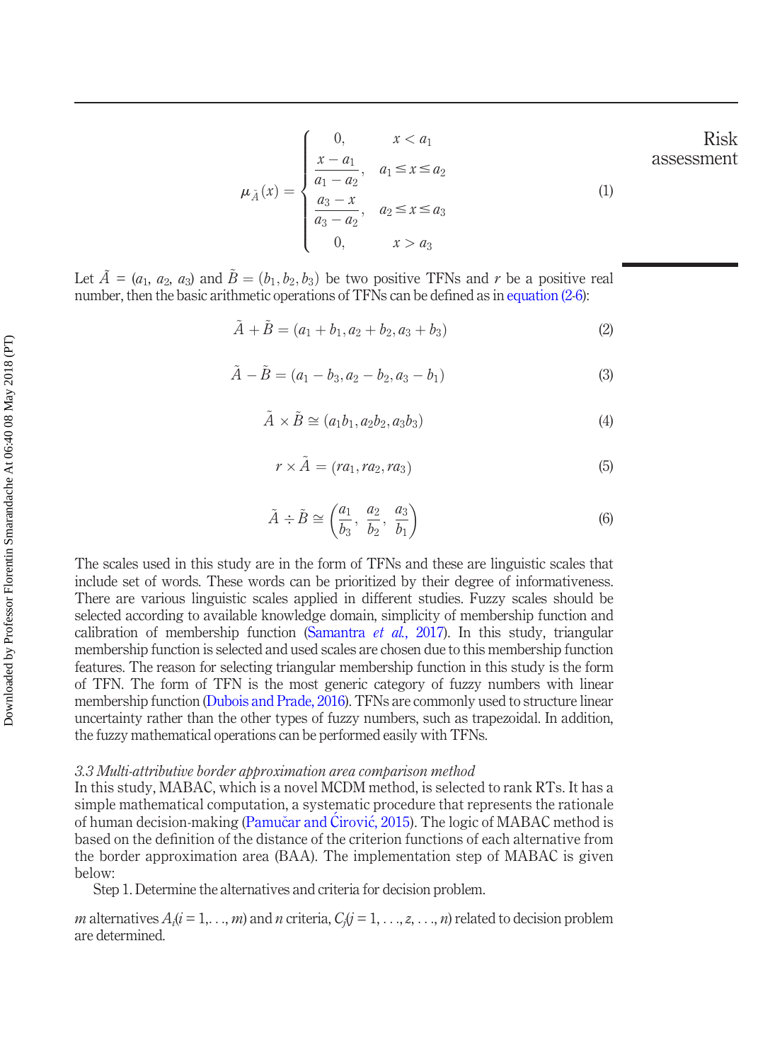$$
\mu_{\tilde{A}}(x) = \begin{cases} 0, & x < a_1 \\ \dfrac{x - a_1}{a_1 - a_2}, & a_1 \leq x \leq a_2 \\ \dfrac{a_3 - x}{a_3 - a_2}, & a_2 \leq x \leq a_3 \\ 0, & x > a_3 \end{cases} \tag{1}
$$

Let $\tilde{A} = (a_1, a_2, a_3)$ and $\tilde{B} = (b_1, b_2, b_3)$ be two positive TFNs and $r$ be a positive real number, then the basic arithmetic operations of TFNs can be defined as in equation (2-6):

$$
\tilde{A} + \tilde{B} = (a_1 + b_1, a_2 + b_2, a_3 + b_3) \tag{2}
$$

$$
\tilde{A} - \tilde{B} = (a_1 - b_3, a_2 - b_2, a_3 - b_1) \tag{3}
$$

$$
\tilde{A} \times \tilde{B} \cong (a_1 b_1, a_2 b_2, a_3 b_3) \tag{4}
$$

$$
r \times \tilde{A} = (ra_1, ra_2, ra_3) \tag{5}
$$

$$
\tilde{A} \div \tilde{B} \cong \left( \frac{a_1}{b_3}, \frac{a_2}{b_2}, \frac{a_3}{b_1} \right) \tag{6}
$$

The scales used in this study are in the form of TFNs and these are linguistic scales that include set of words. These words can be prioritized by their degree of informativeness. There are various linguistic scales applied in different studies. Fuzzy scales should be selected according to available knowledge domain, simplicity of membership function and calibration of membership function (Samantra *et al.*, 2017). In this study, triangular membership function is selected and used scales are chosen due to this membership function features. The reason for selecting triangular membership function in this study is the form of TFN. The form of TFN is the most generic category of fuzzy numbers with linear membership function (Dubois and Prade, 2016). TFNs are commonly used to structure linear uncertainty rather than the other types of fuzzy numbers, such as trapezoidal. In addition, the fuzzy mathematical operations can be performed easily with TFNs.

### *3.3 Multi-attributive border approximation area comparison method*

In this study, MABAC, which is a novel MCDM method, is selected to rank RTs. It has a simple mathematical computation, a systematic procedure that represents the rationale of human decision-making (Pamučar and Ćirović, 2015). The logic of MABAC method is based on the definition of the distance of the criterion functions of each alternative from the border approximation area (BAA). The implementation step of MABAC is given below:

Step 1. Determine the alternatives and criteria for decision problem.

$m$ alternatives $A_i (i = 1, \ldots, m)$ and $n$ criteria, $C_j (j = 1, \ldots, z, \ldots, n)$ related to decision problem are determined.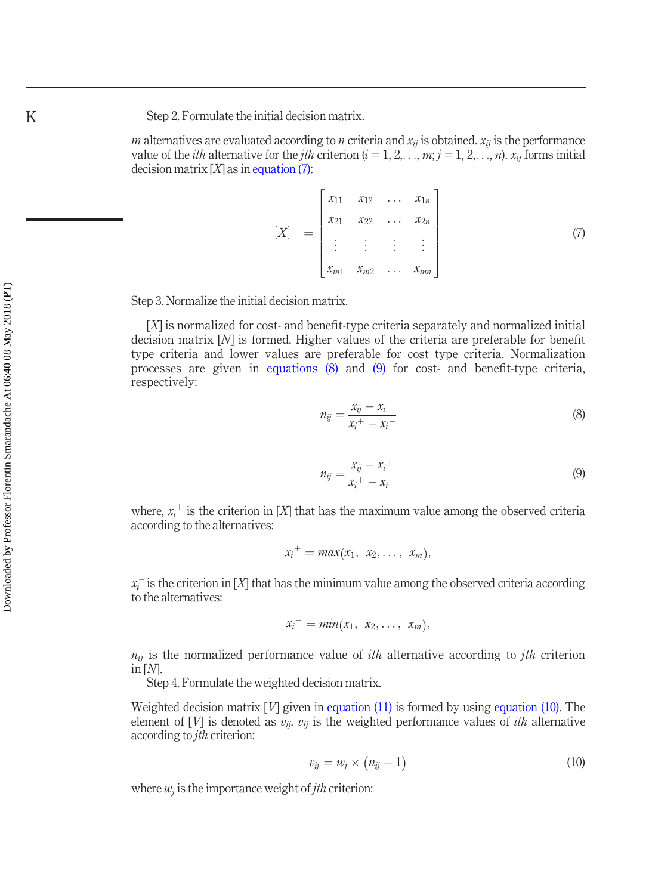Step 2. Formulate the initial decision matrix.

$m$ alternatives are evaluated according to $n$ criteria and $x_{ij}$ is obtained. $x_{ij}$ is the performance value of the $ith$ alternative for the $jth$ criterion ($i = 1, 2, \ldots, m; j = 1, 2, \ldots, n$). $x_{ij}$ forms initial decision matrix $[X]$ as in equation (7):

$$[X] = \begin{bmatrix} x_{11} & x_{12} & \ldots & x_{1n} \\ x_{21} & x_{22} & \ldots & x_{2n} \\ \vdots & \vdots & \vdots & \vdots \\ x_{m1} & x_{m2} & \ldots & x_{mn} \end{bmatrix} \tag{7}$$

Step 3. Normalize the initial decision matrix.

$[X]$ is normalized for cost- and benefit-type criteria separately and normalized initial decision matrix $[N]$ is formed. Higher values of the criteria are preferable for benefit type criteria and lower values are preferable for cost type criteria. Normalization processes are given in equations (8) and (9) for cost- and benefit-type criteria, respectively:

$$n_{ij} = \frac{x_{ij} - x_i^{-}}{x_i^{+} - x_i^{-}} \tag{8}$$

$$n_{ij} = \frac{x_{ij} - x_i^{+}}{x_i^{+} - x_i^{-}} \tag{9}$$

where, $x_i^{+}$ is the criterion in $[X]$ that has the maximum value among the observed criteria according to the alternatives:

$$x_i^{+} = max(x_1,\ x_2, \ldots,\ x_m),$$

$x_i^{-}$ is the criterion in $[X]$ that has the minimum value among the observed criteria according to the alternatives:

$$x_i^{-} = min(x_1,\ x_2, \ldots,\ x_m),$$

$n_{ij}$ is the normalized performance value of $ith$ alternative according to $jth$ criterion in $[N]$.

Step 4. Formulate the weighted decision matrix.

Weighted decision matrix $[V]$ given in equation (11) is formed by using equation (10). The element of $[V]$ is denoted as $v_{ij}$. $v_{ij}$ is the weighted performance values of $ith$ alternative according to $jth$ criterion:

$$v_{ij} = w_j \times \left(n_{ij} + 1\right) \tag{10}$$

where $w_j$ is the importance weight of $jth$ criterion: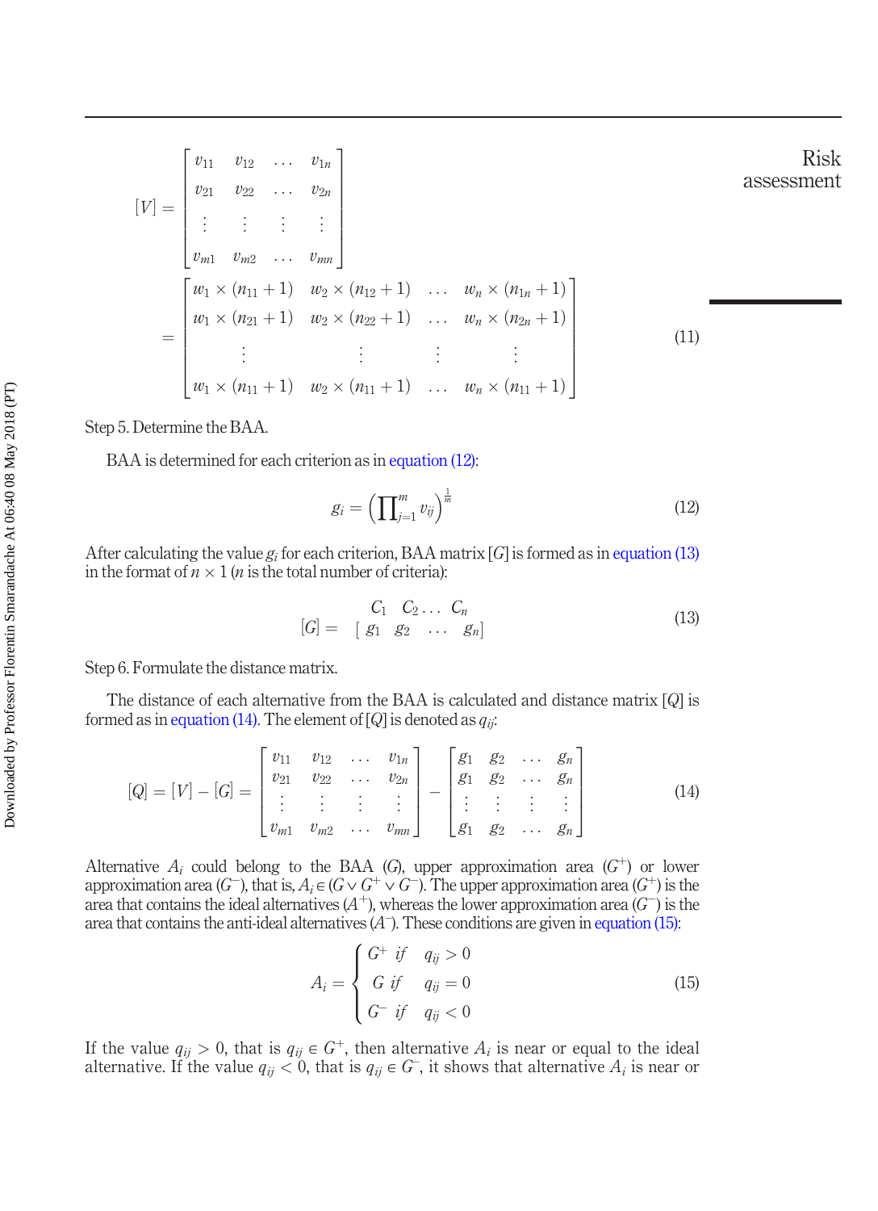$$[V] = \begin{bmatrix} v_{11} & v_{12} & \dots & v_{1n} \\ v_{21} & v_{22} & \dots & v_{2n} \\ \vdots & \vdots & \vdots & \vdots \\ v_{m1} & v_{m2} & \dots & v_{mn} \end{bmatrix}$$

$$= \begin{bmatrix} w_1 \times (n_{11}+1) & w_2 \times (n_{12}+1) & \dots & w_n \times (n_{1n}+1) \\ w_1 \times (n_{21}+1) & w_2 \times (n_{22}+1) & \dots & w_n \times (n_{2n}+1) \\ \vdots & \vdots & \vdots & \vdots \\ w_1 \times (n_{11}+1) & w_2 \times (n_{11}+1) & \dots & w_n \times (n_{11}+1) \end{bmatrix} \quad (11)$$

Step 5. Determine the BAA.

BAA is determined for each criterion as in equation (12):

$$g_i = \left(\prod_{j=1}^{m} v_{ij}\right)^{\frac{1}{m}} \quad (12)$$

After calculating the value $g_i$ for each criterion, BAA matrix $[G]$ is formed as in equation (13) in the format of $n \times 1$ ($n$ is the total number of criteria):

$$[G] = \begin{matrix} C_1 & C_2 \dots & C_n \\ [\, g_1 & g_2 \quad \dots & g_n \,] \end{matrix} \quad (13)$$

Step 6. Formulate the distance matrix.

The distance of each alternative from the BAA is calculated and distance matrix $[Q]$ is formed as in equation (14). The element of $[Q]$ is denoted as $q_{ij}$:

$$[Q] = [V] - [G] = \begin{bmatrix} v_{11} & v_{12} & \dots & v_{1n} \\ v_{21} & v_{22} & \dots & v_{2n} \\ \vdots & \vdots & \vdots & \vdots \\ v_{m1} & v_{m2} & \dots & v_{mn} \end{bmatrix} - \begin{bmatrix} g_1 & g_2 & \dots & g_n \\ g_1 & g_2 & \dots & g_n \\ \vdots & \vdots & \vdots & \vdots \\ g_1 & g_2 & \dots & g_n \end{bmatrix} \quad (14)$$

Alternative $A_i$ could belong to the BAA ($G$), upper approximation area ($G^+$) or lower approximation area ($G^-$), that is, $A_i \in (G \vee G^+ \vee G^-)$. The upper approximation area ($G^+$) is the area that contains the ideal alternatives ($A^+$), whereas the lower approximation area ($G^-$) is the area that contains the anti-ideal alternatives ($A^-$). These conditions are given in equation (15):

$$A_i = \begin{cases} G^+ \ \text{if} & q_{ij} > 0 \\ G \ \text{if} & q_{ij} = 0 \\ G^- \ \text{if} & q_{ij} < 0 \end{cases} \quad (15)$$

If the value $q_{ij} > 0$, that is $q_{ij} \in G^+$, then alternative $A_i$ is near or equal to the ideal alternative. If the value $q_{ij} < 0$, that is $q_{ij} \in G^-$, it shows that alternative $A_i$ is near or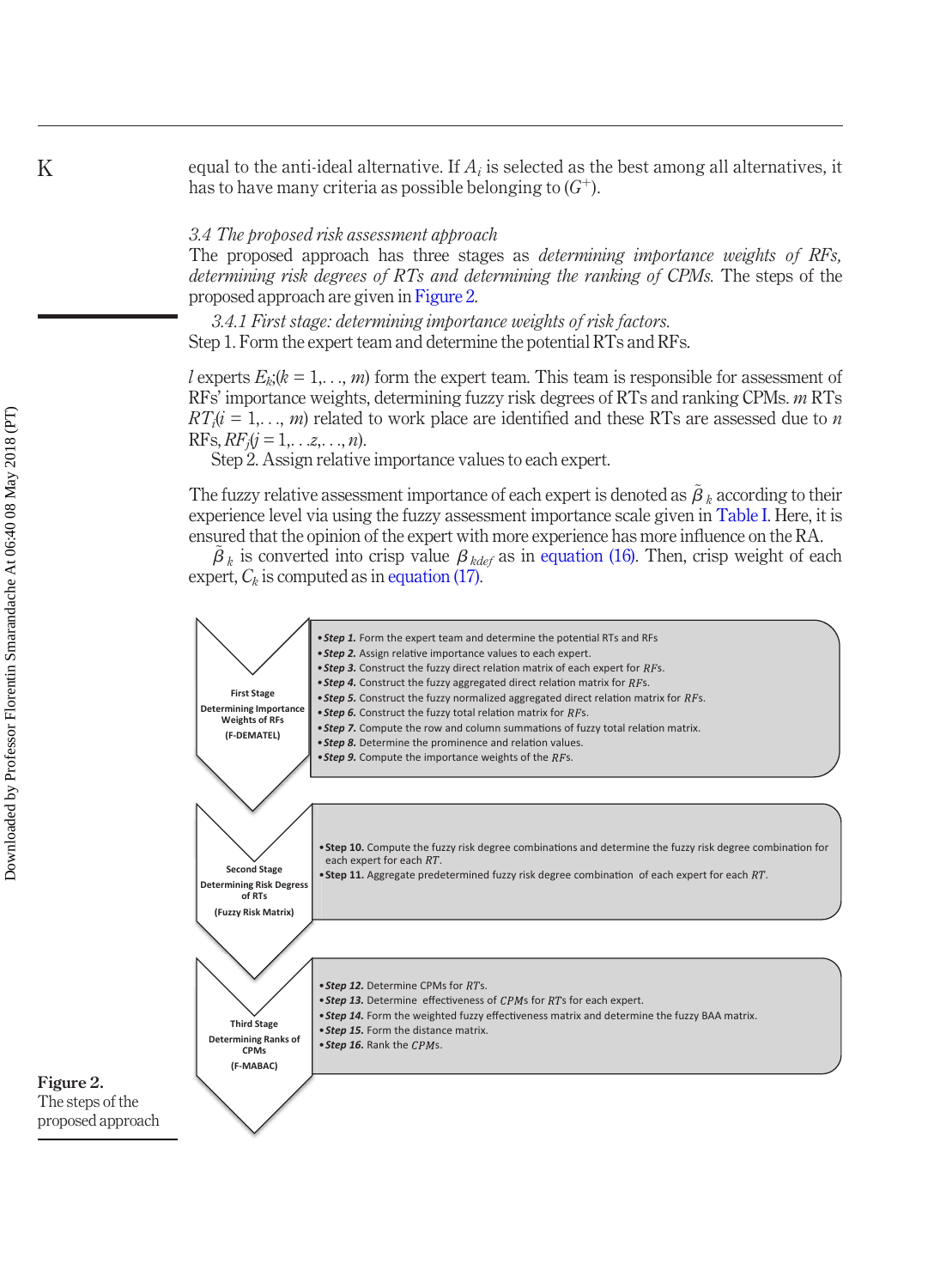equal to the anti-ideal alternative. If $A_i$ is selected as the best among all alternatives, it has to have many criteria as possible belonging to $(G^{+})$.

### 3.4 The proposed risk assessment approach

The proposed approach has three stages as *determining importance weights of RFs, determining risk degrees of RTs and determining the ranking of CPMs*. The steps of the proposed approach are given in Figure 2.

#### 3.4.1 First stage: determining importance weights of risk factors.

Step 1. Form the expert team and determine the potential RTs and RFs.

$l$ experts $E_k$;($k = 1,\ldots, m$) form the expert team. This team is responsible for assessment of RFs' importance weights, determining fuzzy risk degrees of RTs and ranking CPMs. $m$ RTs $RT_i$($i = 1,\ldots, m$) related to work place are identified and these RTs are assessed due to $n$ RFs, $RF_j$($j = 1,\ldots z,\ldots, n$).

Step 2. Assign relative importance values to each expert.

The fuzzy relative assessment importance of each expert is denoted as $\tilde{\beta}_k$ according to their experience level via using the fuzzy assessment importance scale given in Table I. Here, it is ensured that the opinion of the expert with more experience has more influence on the RA.

$\tilde{\beta}_k$ is converted into crisp value $\beta_{kdef}$ as in equation (16). Then, crisp weight of each expert, $C_k$ is computed as in equation (17).

**First Stage — Determining Importance Weights of RFs (F-DEMATEL)**

- ***Step 1.*** Form the expert team and determine the potential RTs and RFs
- ***Step 2.*** Assign relative importance values to each expert.
- ***Step 3.*** Construct the fuzzy direct relation matrix of each expert for *RFs*.
- ***Step 4.*** Construct the fuzzy aggregated direct relation matrix for *RFs*.
- ***Step 5.*** Construct the fuzzy normalized aggregated direct relation matrix for *RFs*.
- ***Step 6.*** Construct the fuzzy total relation matrix for *RFs*.
- ***Step 7.*** Compute the row and column summations of fuzzy total relation matrix.
- ***Step 8.*** Determine the prominence and relation values.
- ***Step 9.*** Compute the importance weights of the *RFs*.

**Second Stage — Determining Risk Degress of RTs (Fuzzy Risk Matrix)**

- **Step 10.** Compute the fuzzy risk degree combinations and determine the fuzzy risk degree combination for each expert for each *RT*.
- **Step 11.** Aggregate predetermined fuzzy risk degree combination of each expert for each *RT*.

**Third Stage — Determining Ranks of CPMs (F-MABAC)**

- ***Step 12.*** Determine CPMs for *RTs*.
- ***Step 13.*** Determine effectiveness of *CPMs* for *RTs* for each expert.
- ***Step 14.*** Form the weighted fuzzy effectiveness matrix and determine the fuzzy BAA matrix.
- ***Step 15.*** Form the distance matrix.
- ***Step 16.*** Rank the *CPMs*.

**Figure 2.** The steps of the proposed approach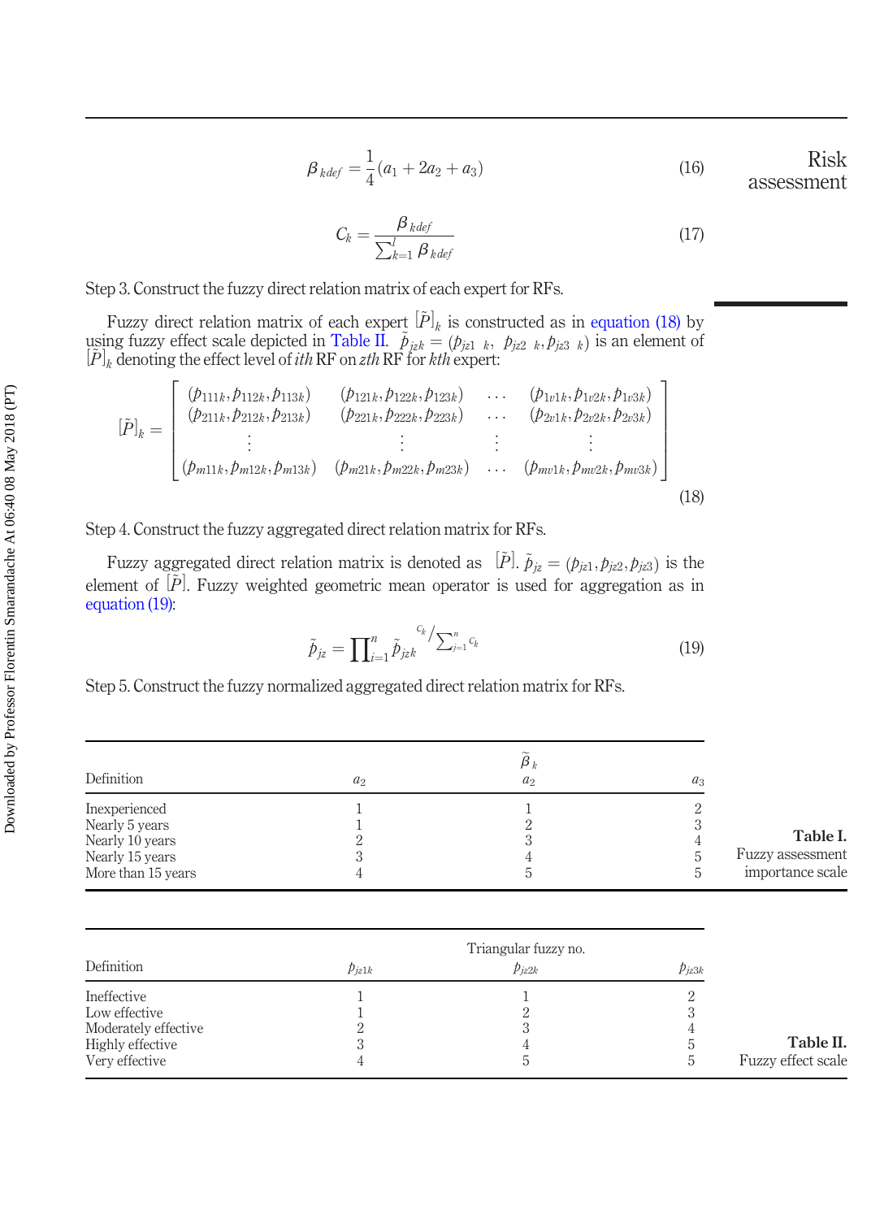$$\beta_{kdef} = \frac{1}{4}(a_1 + 2a_2 + a_3) \tag{16}$$

$$C_k = \frac{\beta_{kdef}}{\sum_{k=1}^{l} \beta_{kdef}} \tag{17}$$

Step 3. Construct the fuzzy direct relation matrix of each expert for RFs.

Fuzzy direct relation matrix of each expert $[\tilde{P}]_k$ is constructed as in equation (18) by using fuzzy effect scale depicted in Table II. $\tilde{p}_{jzk} = (p_{jz1\ k},\ p_{jz2\ k}, p_{jz3\ k})$ is an element of $[\tilde{P}]_k$ denoting the effect level of *ith* RF on *zth* RF for *kth* expert:

$$[\tilde{P}]_k = \begin{bmatrix} (p_{111k}, p_{112k}, p_{113k}) & (p_{121k}, p_{122k}, p_{123k}) & \cdots & (p_{1v1k}, p_{1v2k}, p_{1v3k}) \\ (p_{211k}, p_{212k}, p_{213k}) & (p_{221k}, p_{222k}, p_{223k}) & \cdots & (p_{2v1k}, p_{2v2k}, p_{2v3k}) \\ \vdots & \vdots & \vdots & \vdots \\ (p_{m11k}, p_{m12k}, p_{m13k}) & (p_{m21k}, p_{m22k}, p_{m23k}) & \cdots & (p_{mv1k}, p_{mv2k}, p_{mv3k}) \end{bmatrix} \tag{18}$$

Step 4. Construct the fuzzy aggregated direct relation matrix for RFs.

Fuzzy aggregated direct relation matrix is denoted as $[\tilde{P}]$. $\tilde{p}_{jz} = (p_{jz1}, p_{jz2}, p_{jz3})$ is the element of $[\tilde{P}]$. Fuzzy weighted geometric mean operator is used for aggregation as in equation (19):

$$\tilde{p}_{jz} = \prod_{i=1}^{n} \tilde{p}_{jzk}^{\ C_k / \sum_{j=1}^{n} C_k} \tag{19}$$

Step 5. Construct the fuzzy normalized aggregated direct relation matrix for RFs.

**Table I.** Fuzzy assessment importance scale

| Definition | | $\tilde{\beta}_k$ | |
|---|---|---|---|
| | $a_2$ | $a_2$ | $a_3$ |
| Inexperienced | 1 | 1 | 2 |
| Nearly 5 years | 1 | 2 | 3 |
| Nearly 10 years | 2 | 3 | 4 |
| Nearly 15 years | 3 | 4 | 5 |
| More than 15 years | 4 | 5 | 5 |

**Table II.** Fuzzy effect scale

| Definition | | Triangular fuzzy no. | |
|---|---|---|---|
| | $p_{jz1k}$ | $p_{jz2k}$ | $p_{jz3k}$ |
| Ineffective | 1 | 1 | 2 |
| Low effective | 1 | 2 | 3 |
| Moderately effective | 2 | 3 | 4 |
| Highly effective | 3 | 4 | 5 |
| Very effective | 4 | 5 | 5 |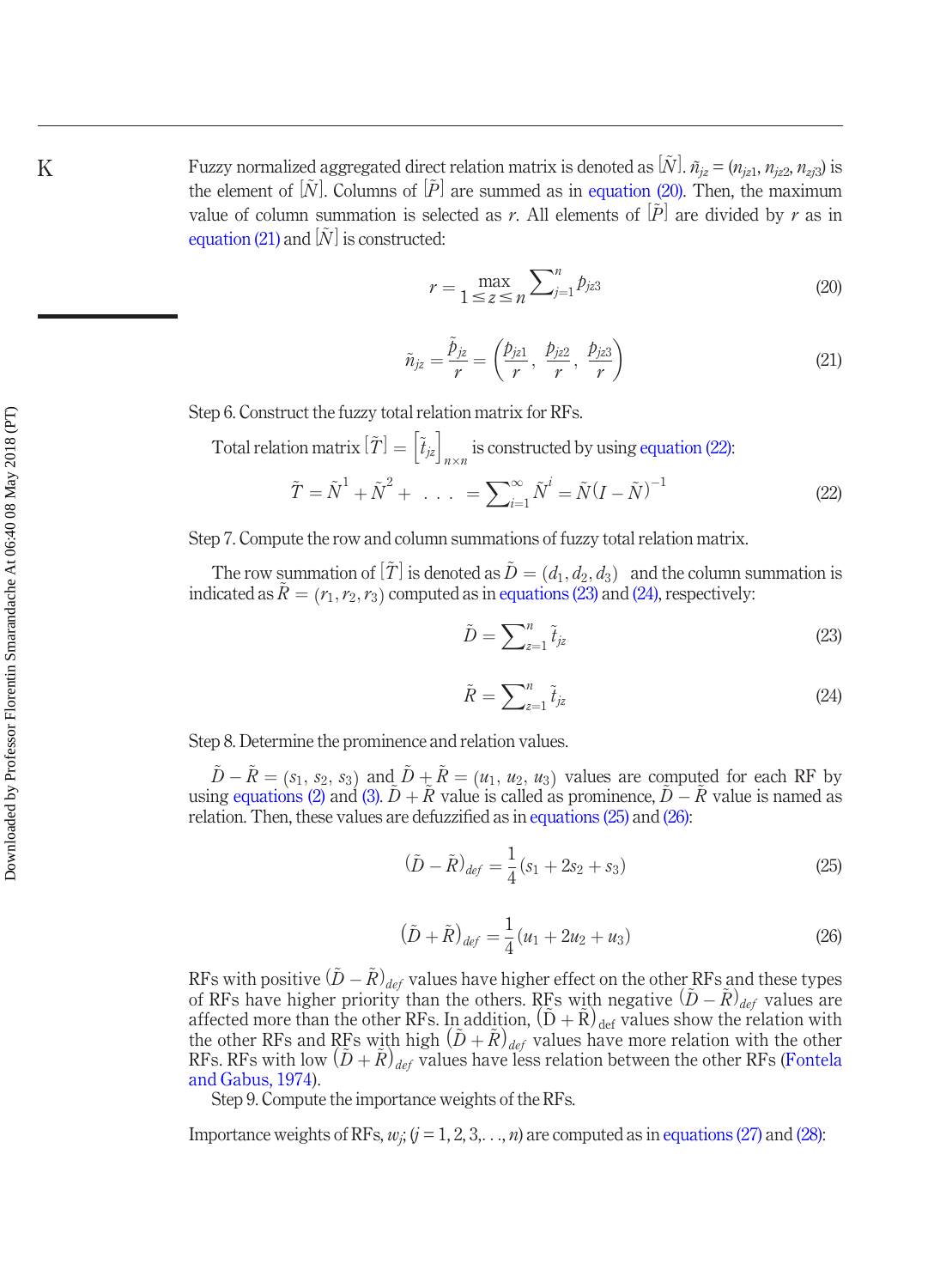Fuzzy normalized aggregated direct relation matrix is denoted as $[\tilde{N}]$. $\tilde{n}_{jz} = (n_{jz1}, n_{jz2}, n_{zj3})$ is the element of $[\tilde{N}]$. Columns of $[\tilde{P}]$ are summed as in equation (20). Then, the maximum value of column summation is selected as $r$. All elements of $[\tilde{P}]$ are divided by $r$ as in equation (21) and $[\tilde{N}]$ is constructed:

$$r = \max_{1 \leq z \leq n} \sum_{j=1}^{n} p_{jz3} \tag{20}$$

$$\tilde{n}_{jz} = \frac{\tilde{p}_{jz}}{r} = \left( \frac{p_{jz1}}{r}, \frac{p_{jz2}}{r}, \frac{p_{jz3}}{r} \right) \tag{21}$$

Step 6. Construct the fuzzy total relation matrix for RFs.

Total relation matrix $[\tilde{T}] = \left[\tilde{t}_{jz}\right]_{n \times n}$ is constructed by using equation (22):

$$\tilde{T} = \tilde{N}^1 + \tilde{N}^2 + \ . \ . \ . \ = \sum_{i=1}^{\infty} \tilde{N}^i = \tilde{N}(I - \tilde{N})^{-1} \tag{22}$$

Step 7. Compute the row and column summations of fuzzy total relation matrix.

The row summation of $[\tilde{T}]$ is denoted as $\tilde{D} = (d_1, d_2, d_3)$ and the column summation is indicated as $\tilde{R} = (r_1, r_2, r_3)$ computed as in equations (23) and (24), respectively:

$$\tilde{D} = \sum_{z=1}^{n} \tilde{t}_{jz} \tag{23}$$

$$\tilde{R} = \sum_{z=1}^{n} \tilde{t}_{jz} \tag{24}$$

Step 8. Determine the prominence and relation values.

$\tilde{D} - \tilde{R} = (s_1, s_2, s_3)$ and $\tilde{D} + \tilde{R} = (u_1, u_2, u_3)$ values are computed for each RF by using equations (2) and (3). $\tilde{D} + \tilde{R}$ value is called as prominence, $\tilde{D} - \tilde{R}$ value is named as relation. Then, these values are defuzzified as in equations (25) and (26):

$$(\tilde{D} - \tilde{R})_{def} = \frac{1}{4}(s_1 + 2s_2 + s_3) \tag{25}$$

$$(\tilde{D} + \tilde{R})_{def} = \frac{1}{4}(u_1 + 2u_2 + u_3) \tag{26}$$

RFs with positive $(\tilde{D} - \tilde{R})_{def}$ values have higher effect on the other RFs and these types of RFs have higher priority than the others. RFs with negative $(\tilde{D} - \tilde{R})_{def}$ values are affected more than the other RFs. In addition, $(\tilde{D} + \tilde{R})_{def}$ values show the relation with the other RFs and RFs with high $(\tilde{D} + \tilde{R})_{def}$ values have more relation with the other RFs. RFs with low $(\tilde{D} + \tilde{R})_{def}$ values have less relation between the other RFs (Fontela and Gabus, 1974).

Step 9. Compute the importance weights of the RFs.

Importance weights of RFs, $w_j$; ($j = 1, 2, 3, \ldots, n$) are computed as in equations (27) and (28):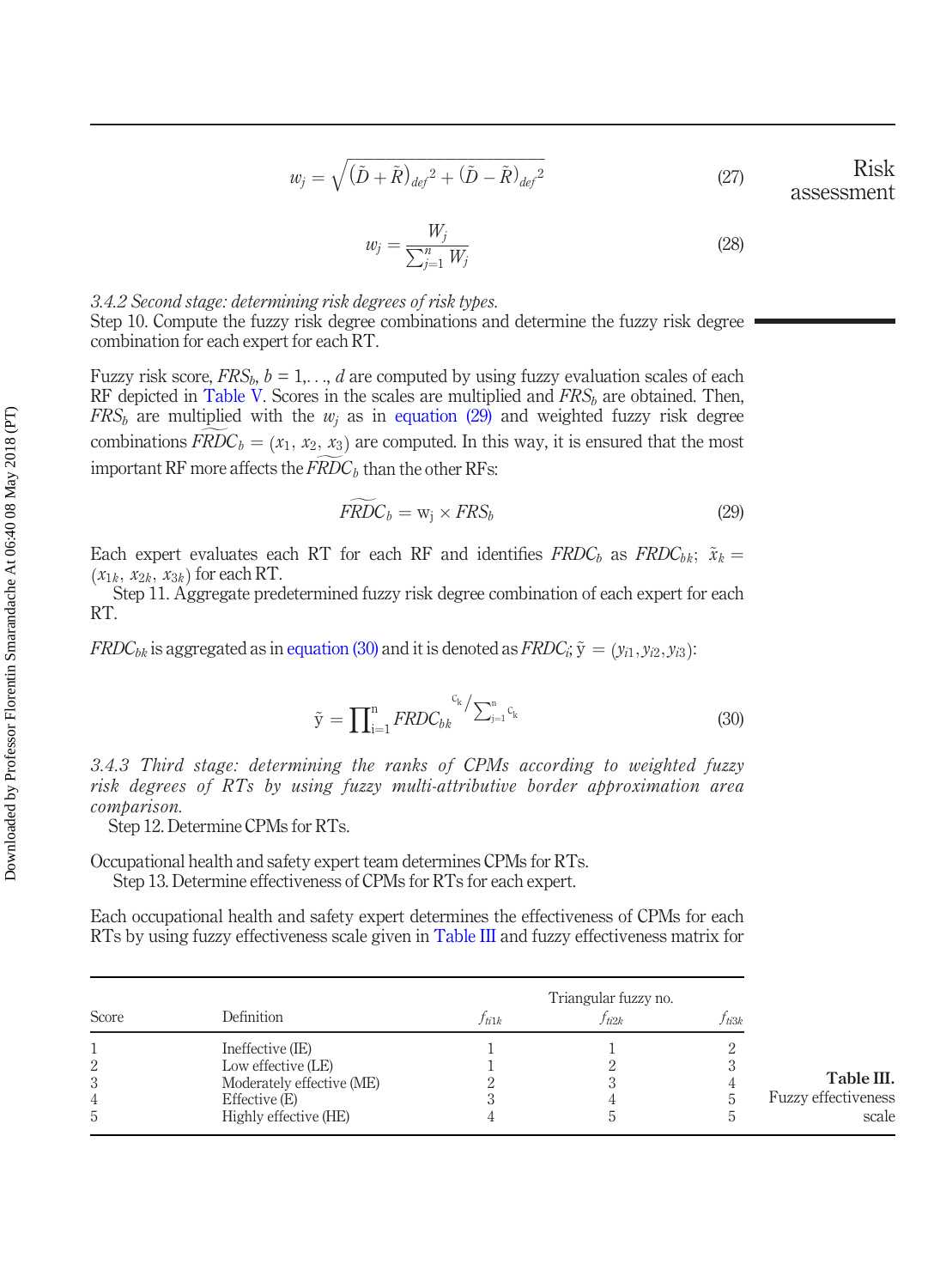$$w_j = \sqrt{(\tilde{D}+\tilde{R})_{def}^{\;2} + (\tilde{D}-\tilde{R})_{def}^{\;2}} \tag{27}$$

$$w_j = \frac{W_j}{\sum_{j=1}^{n} W_j} \tag{28}$$

*3.4.2 Second stage: determining risk degrees of risk types.*
Step 10. Compute the fuzzy risk degree combinations and determine the fuzzy risk degree combination for each expert for each RT.

Fuzzy risk score, $FRS_b$, $b = 1,\ldots, d$ are computed by using fuzzy evaluation scales of each RF depicted in Table V. Scores in the scales are multiplied and $FRS_b$ are obtained. Then, $FRS_b$ are multiplied with the $w_j$ as in equation (29) and weighted fuzzy risk degree combinations $\widetilde{FRDC}_b = (x_1, x_2, x_3)$ are computed. In this way, it is ensured that the most important RF more affects the $\widetilde{FRDC}_b$ than the other RFs:

$$\widetilde{FRDC}_b = \mathrm{w_j} \times FRS_b \tag{29}$$

Each expert evaluates each RT for each RF and identifies $FRDC_b$ as $FRDC_{bk}$; $\tilde{x}_k = (x_{1k}, x_{2k}, x_{3k})$ for each RT.
Step 11. Aggregate predetermined fuzzy risk degree combination of each expert for each RT.

$FRDC_{bk}$ is aggregated as in equation (30) and it is denoted as $FRDC_i$; $\tilde{\mathrm{y}} = (y_{i1}, y_{i2}, y_{i3})$:

$$\tilde{\mathrm{y}} = \prod\nolimits_{\mathrm{i}=1}^{\mathrm{n}} FRDC_{bk}^{\;\mathrm{c_k}/\sum_{\mathrm{j}=1}^{\mathrm{n}} \mathrm{c_k}} \tag{30}$$

*3.4.3 Third stage: determining the ranks of CPMs according to weighted fuzzy risk degrees of RTs by using fuzzy multi-attributive border approximation area comparison.*
Step 12. Determine CPMs for RTs.

Occupational health and safety expert team determines CPMs for RTs.
Step 13. Determine effectiveness of CPMs for RTs for each expert.

Each occupational health and safety expert determines the effectiveness of CPMs for each RTs by using fuzzy effectiveness scale given in Table III and fuzzy effectiveness matrix for

**Table III.** Fuzzy effectiveness scale

| Score | Definition | Triangular fuzzy no. $f_{ti1k}$ | $f_{ti2k}$ | $f_{ti3k}$ |
|---|---|---|---|---|
| 1 | Ineffective (IE) | 1 | 1 | 2 |
| 2 | Low effective (LE) | 1 | 2 | 3 |
| 3 | Moderately effective (ME) | 2 | 3 | 4 |
| 4 | Effective (E) | 3 | 4 | 5 |
| 5 | Highly effective (HE) | 4 | 5 | 5 |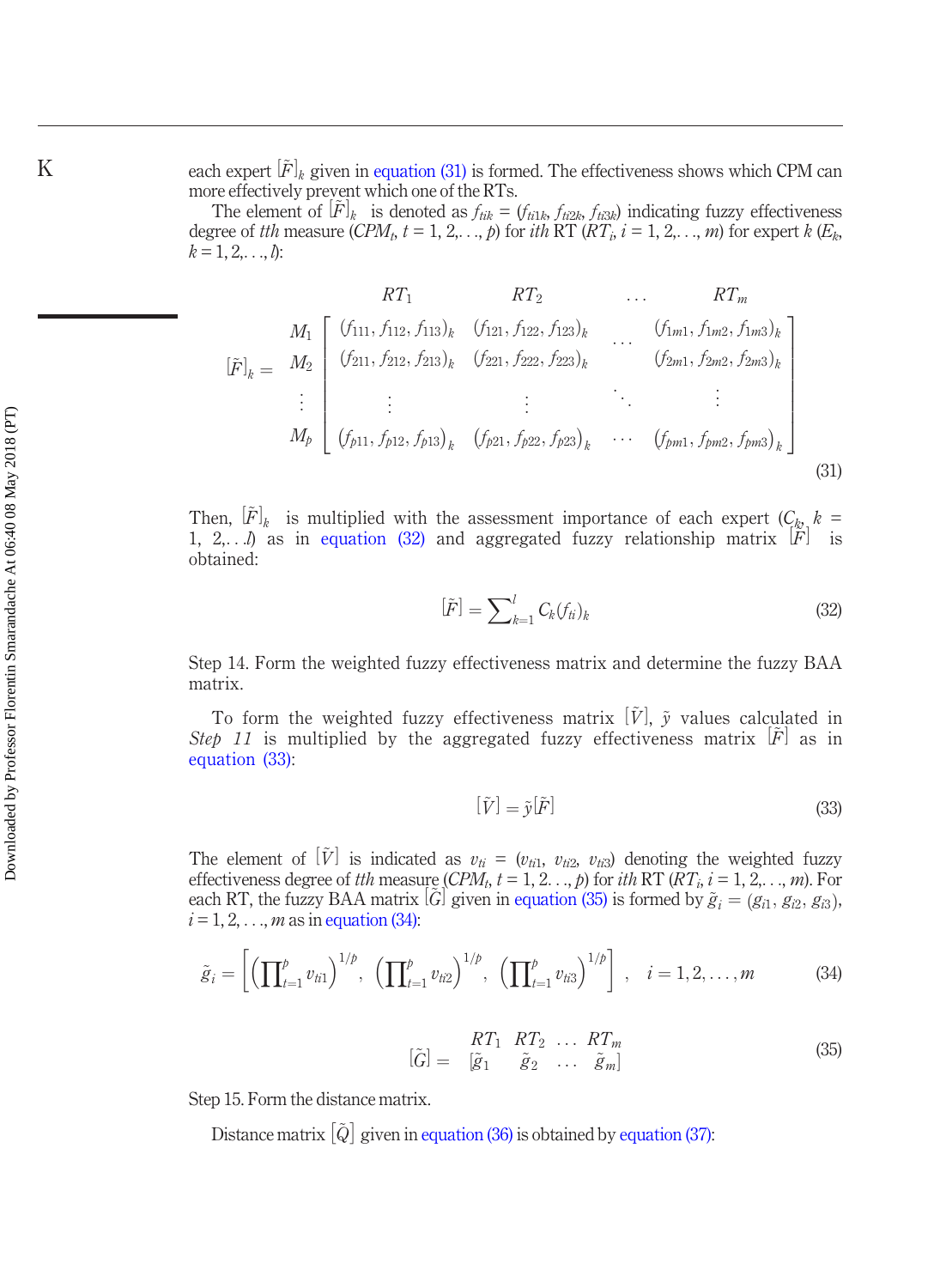each expert $[\tilde{F}]_k$ given in equation (31) is formed. The effectiveness shows which CPM can more effectively prevent which one of the RTs.

The element of $[\tilde{F}]_k$ is denoted as $f_{tik} = (f_{ti1k}, f_{ti2k}, f_{ti3k})$ indicating fuzzy effectiveness degree of *tth* measure ($CPM_t$, $t = 1, 2,\ldots, p$) for *ith* RT ($RT_i$, $i = 1, 2,\ldots, m$) for expert $k$ ($E_k$, $k = 1, 2,\ldots, l$):

$$
[\tilde{F}]_k = \begin{array}{c} \\ M_1 \\ M_2 \\ \vdots \\ M_p \end{array}
\begin{array}{c}
\begin{array}{cccc} RT_1 & RT_2 & \ldots & RT_m \end{array} \\
\begin{bmatrix}
(f_{111}, f_{112}, f_{113})_k & (f_{121}, f_{122}, f_{123})_k & \ldots & (f_{1m1}, f_{1m2}, f_{1m3})_k \\
(f_{211}, f_{212}, f_{213})_k & (f_{221}, f_{222}, f_{223})_k & & (f_{2m1}, f_{2m2}, f_{2m3})_k \\
\vdots & \vdots & \ddots & \vdots \\
(f_{p11}, f_{p12}, f_{p13})_k & (f_{p21}, f_{p22}, f_{p23})_k & \ldots & (f_{pm1}, f_{pm2}, f_{pm3})_k
\end{bmatrix}
\end{array} \tag{31}
$$

Then, $[\tilde{F}]_k$ is multiplied with the assessment importance of each expert ($C_k$, $k = 1, 2,\ldots l$) as in equation (32) and aggregated fuzzy relationship matrix $[\tilde{F}]$ is obtained:

$$
[\tilde{F}] = \sum\nolimits_{k=1}^{l} C_k (f_{ti})_k \tag{32}
$$

Step 14. Form the weighted fuzzy effectiveness matrix and determine the fuzzy BAA matrix.

To form the weighted fuzzy effectiveness matrix $[\tilde{V}]$, $\tilde{y}$ values calculated in *Step 11* is multiplied by the aggregated fuzzy effectiveness matrix $[\tilde{F}]$ as in equation (33):

$$
[\tilde{V}] = \tilde{y}[\tilde{F}] \tag{33}
$$

The element of $[\tilde{V}]$ is indicated as $v_{ti} = (v_{ti1}, v_{ti2}, v_{ti3})$ denoting the weighted fuzzy effectiveness degree of *tth* measure ($CPM_t$, $t = 1, 2\ldots, p$) for *ith* RT ($RT_i$, $i = 1, 2,\ldots, m$). For each RT, the fuzzy BAA matrix $[\tilde{G}]$ given in equation (35) is formed by $\tilde{g}_i = (g_{i1}, g_{i2}, g_{i3})$, $i = 1, 2, \ldots, m$ as in equation (34):

$$
\tilde{g}_i = \left[ \left( \prod\nolimits_{t=1}^{p} v_{ti1} \right)^{1/p}, \left( \prod\nolimits_{t=1}^{p} v_{ti2} \right)^{1/p}, \left( \prod\nolimits_{t=1}^{p} v_{ti3} \right)^{1/p} \right], \quad i = 1, 2, \ldots, m \tag{34}
$$

$$
[\tilde{G}] = \begin{array}{c} RT_1 \quad RT_2 \quad \ldots \quad RT_m \\ [\tilde{g}_1 \quad \tilde{g}_2 \quad \ldots \quad \tilde{g}_m] \end{array} \tag{35}
$$

Step 15. Form the distance matrix.

Distance matrix $[\tilde{Q}]$ given in equation (36) is obtained by equation (37):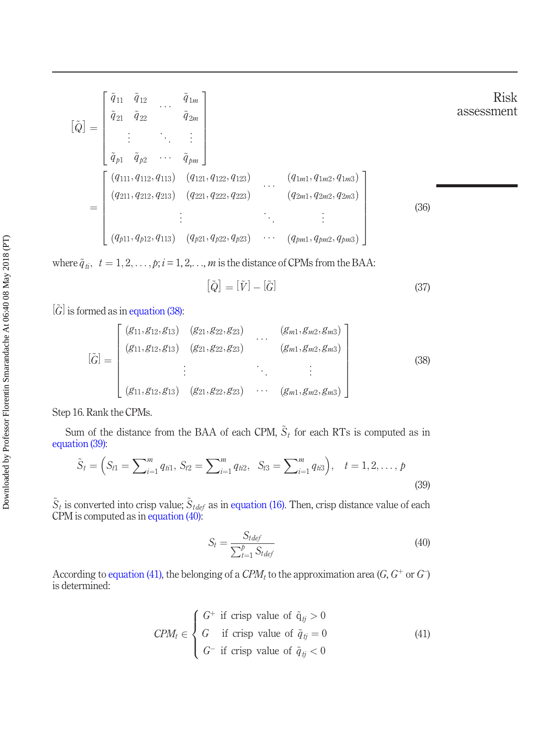$$
[\tilde{Q}] = \begin{bmatrix} \tilde{q}_{11} & \tilde{q}_{12} & \cdots & \tilde{q}_{1m} \\ \tilde{q}_{21} & \tilde{q}_{22} & & \tilde{q}_{2m} \\ \vdots & & \ddots & \vdots \\ \tilde{q}_{p1} & \tilde{q}_{p2} & \cdots & \tilde{q}_{pm} \end{bmatrix} = \begin{bmatrix} (q_{111}, q_{112}, q_{113}) & (q_{121}, q_{122}, q_{123}) & \cdots & (q_{1m1}, q_{1m2}, q_{1m3}) \\ (q_{211}, q_{212}, q_{213}) & (q_{221}, q_{222}, q_{223}) & & (q_{2m1}, q_{2m2}, q_{2m3}) \\ \vdots & & \ddots & \vdots \\ (q_{p11}, q_{p12}, q_{113}) & (q_{p21}, q_{p22}, q_{p23}) & \cdots & (q_{pm1}, q_{pm2}, q_{pm3}) \end{bmatrix} \tag{36}
$$

where $\tilde{q}_{ti}$, $t = 1, 2, \ldots, p; i = 1, 2, \ldots, m$ is the distance of CPMs from the BAA:

$$
[\tilde{Q}] = [\tilde{V}] - [\tilde{G}] \tag{37}
$$

$[\tilde{G}]$ is formed as in equation (38):

$$
[\tilde{G}] = \begin{bmatrix} (g_{11}, g_{12}, g_{13}) & (g_{21}, g_{22}, g_{23}) & \cdots & (g_{m1}, g_{m2}, g_{m3}) \\ (g_{11}, g_{12}, g_{13}) & (g_{21}, g_{22}, g_{23}) & & (g_{m1}, g_{m2}, g_{m3}) \\ \vdots & & \ddots & \vdots \\ (g_{11}, g_{12}, g_{13}) & (g_{21}, g_{22}, g_{23}) & \cdots & (g_{m1}, g_{m2}, g_{m3}) \end{bmatrix} \tag{38}
$$

Step 16. Rank the CPMs.

Sum of the distance from the BAA of each CPM, $\tilde{S}_t$ for each RTs is computed as in equation (39):

$$
\tilde{S}_t = \left( S_{t1} = \sum_{i=1}^{m} q_{ti1},\ S_{t2} = \sum_{i=1}^{m} q_{ti2},\ \ S_{t3} = \sum_{i=1}^{m} q_{ti3} \right), \quad t = 1, 2, \ldots, p \tag{39}
$$

$\tilde{S}_t$ is converted into crisp value; $\tilde{S}_{tdef}$ as in equation (16). Then, crisp distance value of each CPM is computed as in equation (40):

$$
S_t = \frac{S_{tdef}}{\sum_{t=1}^{p} S_{tdef}} \tag{40}
$$

According to equation (41), the belonging of a $CPM_t$ to the approximation area ($G$, $G^+$ or $G^-$) is determined:

$$
CPM_t \in \begin{cases} G^+ & \text{if crisp value of } \tilde{q}_{tj} > 0 \\ G & \text{if crisp value of } \tilde{q}_{tj} = 0 \\ G^- & \text{if crisp value of } \tilde{q}_{tj} < 0 \end{cases} \tag{41}
$$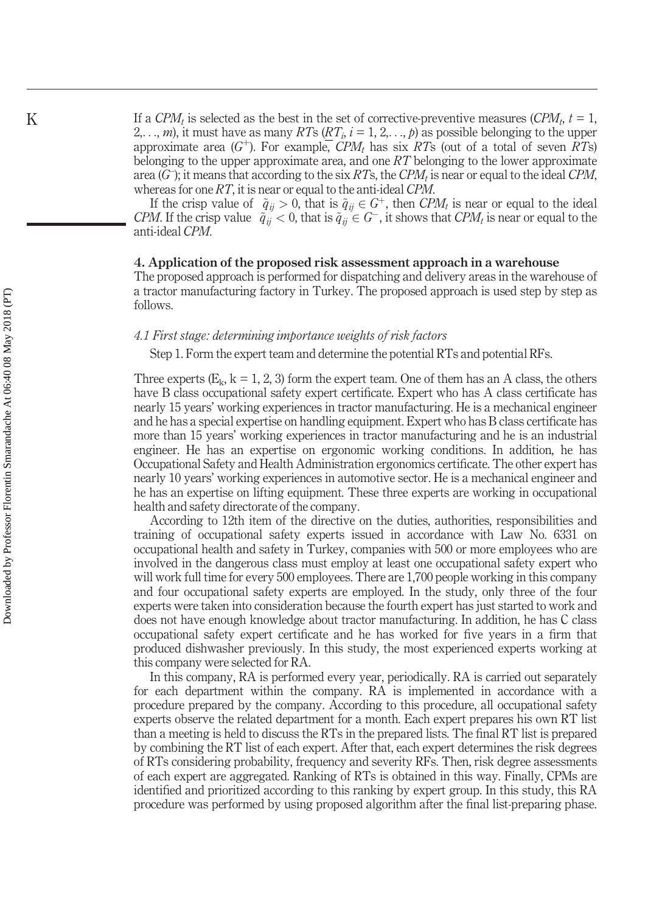If a $CPM_t$ is selected as the best in the set of corrective-preventive measures ($CPM_t$, $t = 1, 2,\ldots, m$), it must have as many $RT$s ($RT_i$, $i = 1, 2,\ldots, p$) as possible belonging to the upper approximate area ($\overline{G^+}$). For example, $CPM_t$ has six $RT$s (out of a total of seven $RT$s) belonging to the upper approximate area, and one $RT$ belonging to the lower approximate area ($\underline{G^-}$); it means that according to the six $RT$s, the $CPM_t$ is near or equal to the ideal $CPM$, whereas for one $RT$, it is near or equal to the anti-ideal $CPM$.

If the crisp value of $\tilde{q}_{ij} > 0$, that is $\tilde{q}_{ij} \in G^+$, then $CPM_t$ is near or equal to the ideal $CPM$. If the crisp value $\tilde{q}_{ij} < 0$, that is $\tilde{q}_{ij} \in G^-$, it shows that $CPM_t$ is near or equal to the anti-ideal $CPM$.

## 4. Application of the proposed risk assessment approach in a warehouse

The proposed approach is performed for dispatching and delivery areas in the warehouse of a tractor manufacturing factory in Turkey. The proposed approach is used step by step as follows.

### *4.1 First stage: determining importance weights of risk factors*

Step 1. Form the expert team and determine the potential RTs and potential RFs.

Three experts ($E_k$, $k = 1, 2, 3$) form the expert team. One of them has an A class, the others have B class occupational safety expert certificate. Expert who has A class certificate has nearly 15 years' working experiences in tractor manufacturing. He is a mechanical engineer and he has a special expertise on handling equipment. Expert who has B class certificate has more than 15 years' working experiences in tractor manufacturing and he is an industrial engineer. He has an expertise on ergonomic working conditions. In addition, he has Occupational Safety and Health Administration ergonomics certificate. The other expert has nearly 10 years' working experiences in automotive sector. He is a mechanical engineer and he has an expertise on lifting equipment. These three experts are working in occupational health and safety directorate of the company.

According to 12th item of the directive on the duties, authorities, responsibilities and training of occupational safety experts issued in accordance with Law No. 6331 on occupational health and safety in Turkey, companies with 500 or more employees who are involved in the dangerous class must employ at least one occupational safety expert who will work full time for every 500 employees. There are 1,700 people working in this company and four occupational safety experts are employed. In the study, only three of the four experts were taken into consideration because the fourth expert has just started to work and does not have enough knowledge about tractor manufacturing. In addition, he has C class occupational safety expert certificate and he has worked for five years in a firm that produced dishwasher previously. In this study, the most experienced experts working at this company were selected for RA.

In this company, RA is performed every year, periodically. RA is carried out separately for each department within the company. RA is implemented in accordance with a procedure prepared by the company. According to this procedure, all occupational safety experts observe the related department for a month. Each expert prepares his own RT list than a meeting is held to discuss the RTs in the prepared lists. The final RT list is prepared by combining the RT list of each expert. After that, each expert determines the risk degrees of RTs considering probability, frequency and severity RFs. Then, risk degree assessments of each expert are aggregated. Ranking of RTs is obtained in this way. Finally, CPMs are identified and prioritized according to this ranking by expert group. In this study, this RA procedure was performed by using proposed algorithm after the final list-preparing phase.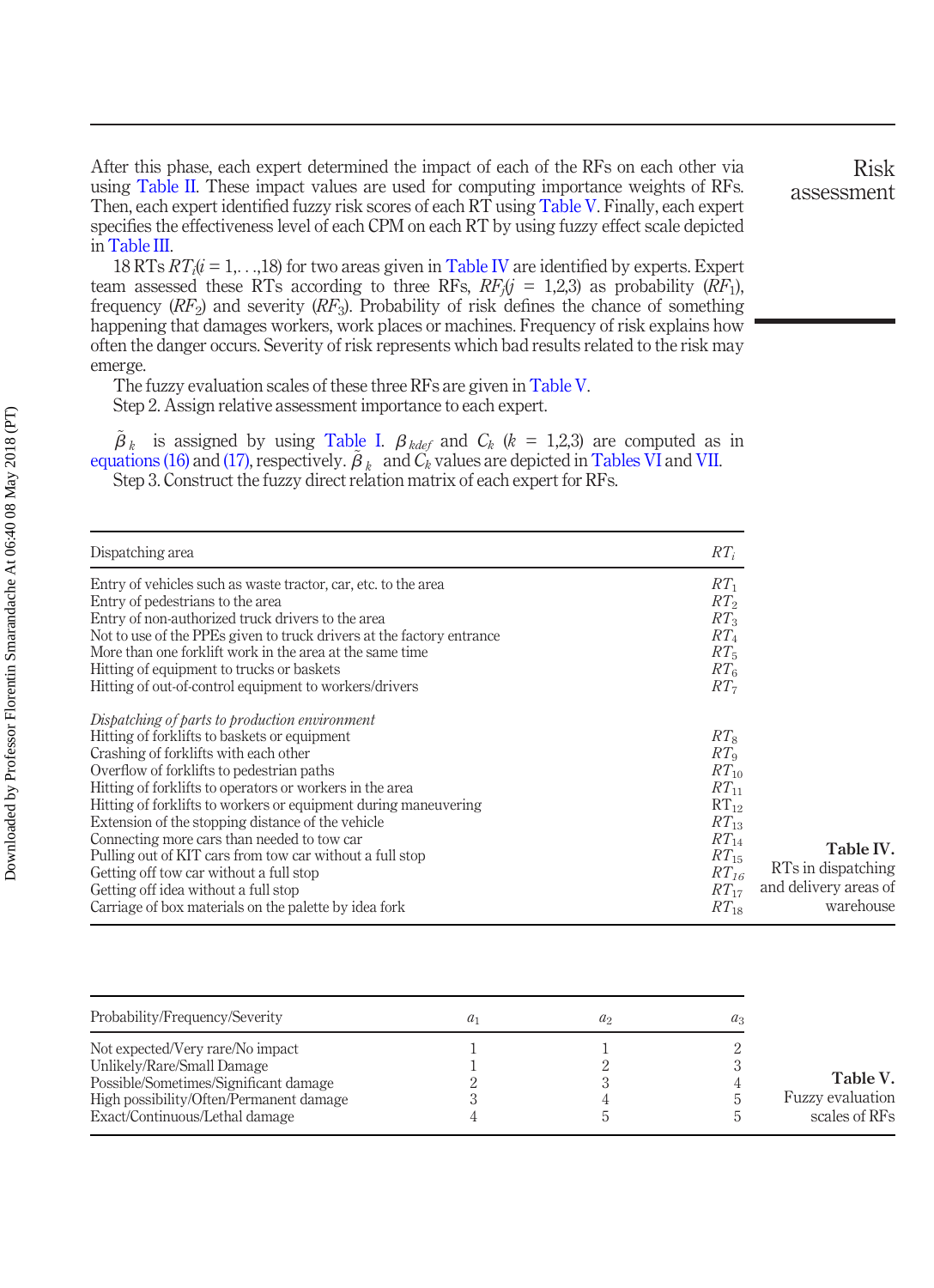After this phase, each expert determined the impact of each of the RFs on each other via using Table II. These impact values are used for computing importance weights of RFs. Then, each expert identified fuzzy risk scores of each RT using Table V. Finally, each expert specifies the effectiveness level of each CPM on each RT by using fuzzy effect scale depicted in Table III.

18 RTs $RT_i(i = 1,\ldots,18)$ for two areas given in Table IV are identified by experts. Expert team assessed these RTs according to three RFs, $RF_j(j = 1,2,3)$ as probability ($RF_1$), frequency ($RF_2$) and severity ($RF_3$). Probability of risk defines the chance of something happening that damages workers, work places or machines. Frequency of risk explains how often the danger occurs. Severity of risk represents which bad results related to the risk may emerge.

The fuzzy evaluation scales of these three RFs are given in Table V.

Step 2. Assign relative assessment importance to each expert.

$\tilde{\beta}_k$ is assigned by using Table I. $\beta_{kdef}$ and $C_k$ ($k = 1,2,3$) are computed as in equations (16) and (17), respectively. $\tilde{\beta}_k$ and $C_k$ values are depicted in Tables VI and VII.

Step 3. Construct the fuzzy direct relation matrix of each expert for RFs.

**Table IV.** RTs in dispatching and delivery areas of warehouse

| Dispatching area | $RT_i$ |
|---|---|
| Entry of vehicles such as waste tractor, car, etc. to the area | $RT_1$ |
| Entry of pedestrians to the area | $RT_2$ |
| Entry of non-authorized truck drivers to the area | $RT_3$ |
| Not to use of the PPEs given to truck drivers at the factory entrance | $RT_4$ |
| More than one forklift work in the area at the same time | $RT_5$ |
| Hitting of equipment to trucks or baskets | $RT_6$ |
| Hitting of out-of-control equipment to workers/drivers | $RT_7$ |
| *Dispatching of parts to production environment* | |
| Hitting of forklifts to baskets or equipment | $RT_8$ |
| Crashing of forklifts with each other | $RT_9$ |
| Overflow of forklifts to pedestrian paths | $RT_{10}$ |
| Hitting of forklifts to operators or workers in the area | $RT_{11}$ |
| Hitting of forklifts to workers or equipment during maneuvering | $RT_{12}$ |
| Extension of the stopping distance of the vehicle | $RT_{13}$ |
| Connecting more cars than needed to tow car | $RT_{14}$ |
| Pulling out of KIT cars from tow car without a full stop | $RT_{15}$ |
| Getting off tow car without a full stop | $RT_{16}$ |
| Getting off idea without a full stop | $RT_{17}$ |
| Carriage of box materials on the palette by idea fork | $RT_{18}$ |

**Table V.** Fuzzy evaluation scales of RFs

| Probability/Frequency/Severity | $a_1$ | $a_2$ | $a_3$ |
|---|---|---|---|
| Not expected/Very rare/No impact | 1 | 1 | 2 |
| Unlikely/Rare/Small Damage | 1 | 2 | 3 |
| Possible/Sometimes/Significant damage | 2 | 3 | 4 |
| High possibility/Often/Permanent damage | 3 | 4 | 5 |
| Exact/Continuous/Lethal damage | 4 | 5 | 5 |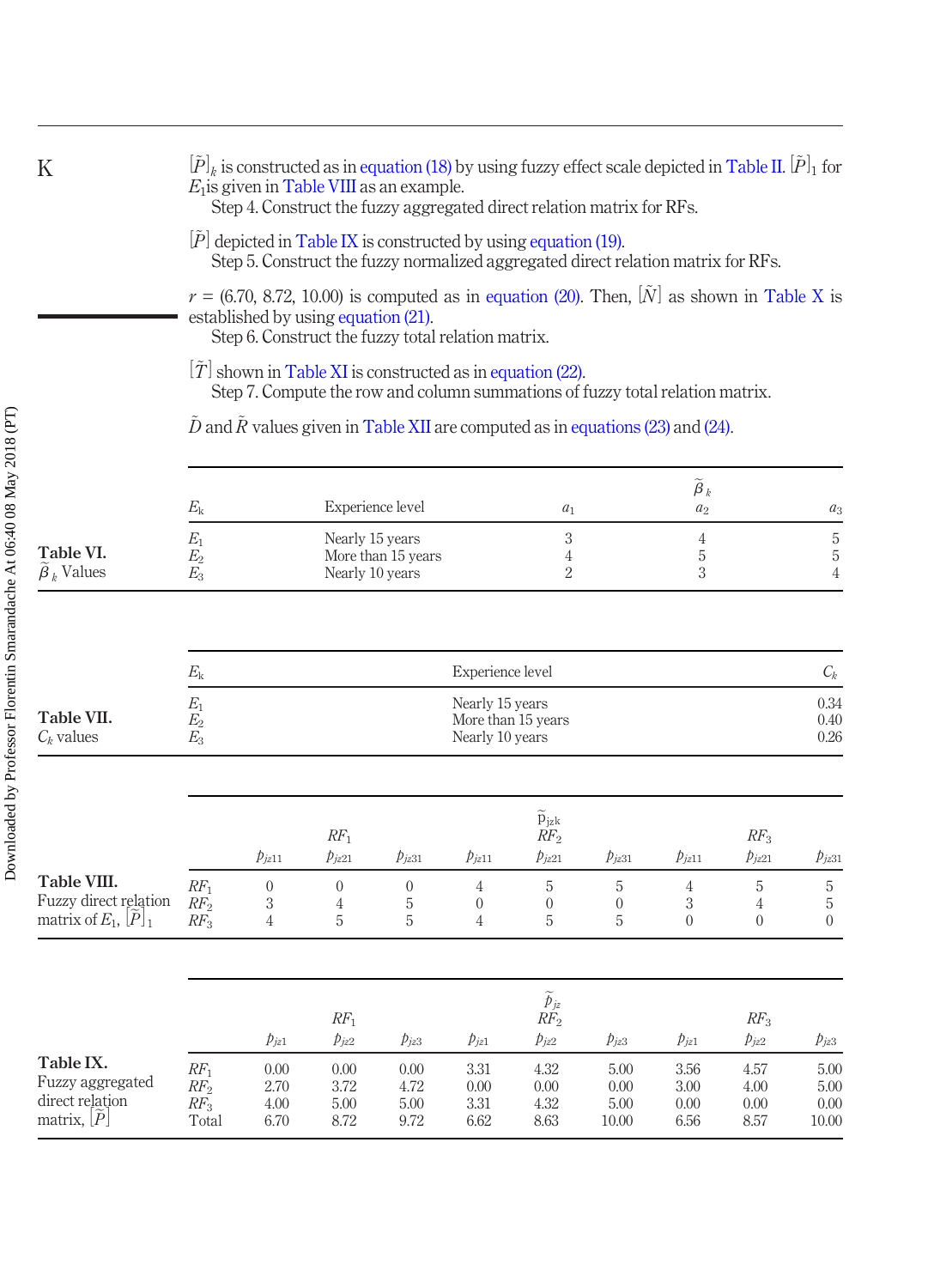$[\tilde{P}]_k$ is constructed as in equation (18) by using fuzzy effect scale depicted in Table II. $[\tilde{P}]_1$ for $E_1$ is given in Table VIII as an example.

Step 4. Construct the fuzzy aggregated direct relation matrix for RFs.

$[\tilde{P}]$ depicted in Table IX is constructed by using equation (19).

Step 5. Construct the fuzzy normalized aggregated direct relation matrix for RFs.

$r$ = (6.70, 8.72, 10.00) is computed as in equation (20). Then, $[\tilde{N}]$ as shown in Table X is established by using equation (21).

Step 6. Construct the fuzzy total relation matrix.

$[\tilde{T}]$ shown in Table XI is constructed as in equation (22).

Step 7. Compute the row and column summations of fuzzy total relation matrix.

$\tilde{D}$ and $\tilde{R}$ values given in Table XII are computed as in equations (23) and (24).

**Table VI.** $\tilde{\beta}_k$ Values

| $E_k$ | Experience level | $\tilde{\beta}_k$ $a_1$ | $a_2$ | $a_3$ |
|---|---|---|---|---|
| $E_1$ | Nearly 15 years | 3 | 4 | 5 |
| $E_2$ | More than 15 years | 4 | 5 | 5 |
| $E_3$ | Nearly 10 years | 2 | 3 | 4 |

**Table VII.** $C_k$ values

| $E_k$ | Experience level | $C_k$ |
|---|---|---|
| $E_1$ | Nearly 15 years | 0.34 |
| $E_2$ | More than 15 years | 0.40 |
| $E_3$ | Nearly 10 years | 0.26 |

**Table VIII.** Fuzzy direct relation matrix of $E_1$, $[\tilde{P}]_1$

| | $RF_1$ | | | $\tilde{p}_{jzk}$ $RF_2$ | | | $RF_3$ | | |
|---|---|---|---|---|---|---|---|---|---|
| | $p_{jz11}$ | $p_{jz21}$ | $p_{jz31}$ | $p_{jz11}$ | $p_{jz21}$ | $p_{jz31}$ | $p_{jz11}$ | $p_{jz21}$ | $p_{jz31}$ |
| $RF_1$ | 0 | 0 | 0 | 4 | 5 | 5 | 4 | 5 | 5 |
| $RF_2$ | 3 | 4 | 5 | 0 | 0 | 0 | 3 | 4 | 5 |
| $RF_3$ | 4 | 5 | 5 | 4 | 5 | 5 | 0 | 0 | 0 |

**Table IX.** Fuzzy aggregated direct relation matrix, $[\tilde{P}]$

| | $RF_1$ | | | $\tilde{p}_{jz}$ $RF_2$ | | | $RF_3$ | | |
|---|---|---|---|---|---|---|---|---|---|
| | $p_{jz1}$ | $p_{jz2}$ | $p_{jz3}$ | $p_{jz1}$ | $p_{jz2}$ | $p_{jz3}$ | $p_{jz1}$ | $p_{jz2}$ | $p_{jz3}$ |
| $RF_1$ | 0.00 | 0.00 | 0.00 | 3.31 | 4.32 | 5.00 | 3.56 | 4.57 | 5.00 |
| $RF_2$ | 2.70 | 3.72 | 4.72 | 0.00 | 0.00 | 0.00 | 3.00 | 4.00 | 5.00 |
| $RF_3$ | 4.00 | 5.00 | 5.00 | 3.31 | 4.32 | 5.00 | 0.00 | 0.00 | 0.00 |
| Total | 6.70 | 8.72 | 9.72 | 6.62 | 8.63 | 10.00 | 6.56 | 8.57 | 10.00 |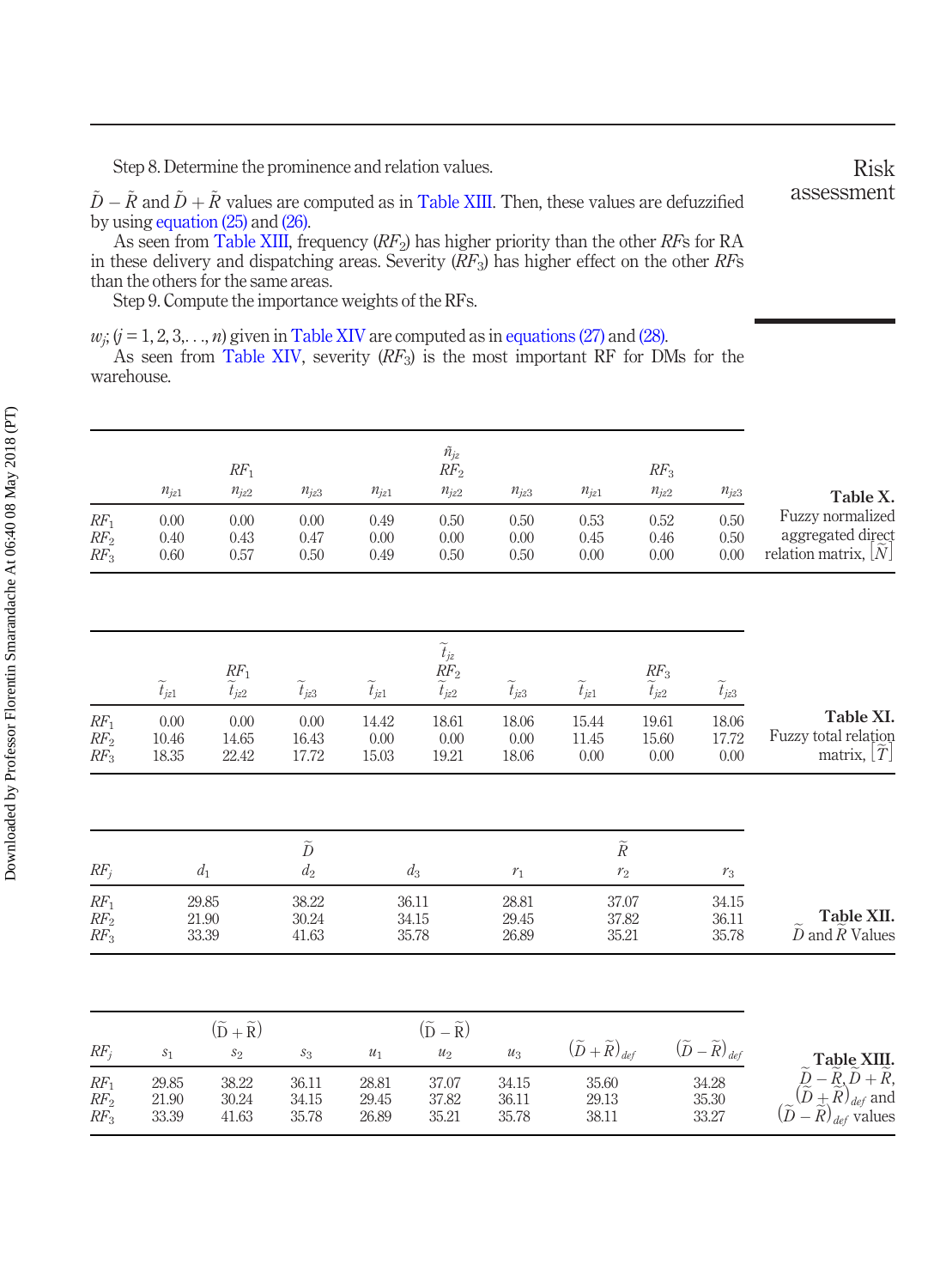Step 8. Determine the prominence and relation values.

$\tilde{D} - \tilde{R}$ and $\tilde{D} + \tilde{R}$ values are computed as in Table XIII. Then, these values are defuzzified by using equation (25) and (26).

As seen from Table XIII, frequency ($RF_2$) has higher priority than the other $RF$s for RA in these delivery and dispatching areas. Severity ($RF_3$) has higher effect on the other $RF$s than the others for the same areas.

Step 9. Compute the importance weights of the RFs.

$w_j$; ($j = 1, 2, 3,..., n$) given in Table XIV are computed as in equations (27) and (28).

As seen from Table XIV, severity ($RF_3$) is the most important RF for DMs for the warehouse.

**Table X.** Fuzzy normalized aggregated direct relation matrix, $[\tilde{N}]$

| | $RF_1$ | | | $RF_2$ ($\tilde{n}_{jz}$) | | | $RF_3$ | | |
|---|---|---|---|---|---|---|---|---|---|
| | $n_{jz1}$ | $n_{jz2}$ | $n_{jz3}$ | $n_{jz1}$ | $n_{jz2}$ | $n_{jz3}$ | $n_{jz1}$ | $n_{jz2}$ | $n_{jz3}$ |
| $RF_1$ | 0.00 | 0.00 | 0.00 | 0.49 | 0.50 | 0.50 | 0.53 | 0.52 | 0.50 |
| $RF_2$ | 0.40 | 0.43 | 0.47 | 0.00 | 0.00 | 0.00 | 0.45 | 0.46 | 0.50 |
| $RF_3$ | 0.60 | 0.57 | 0.50 | 0.49 | 0.50 | 0.50 | 0.00 | 0.00 | 0.00 |

**Table XI.** Fuzzy total relation matrix, $[\tilde{T}]$

| | $RF_1$ | | | $RF_2$ ($\tilde{t}_{jz}$) | | | $RF_3$ | | |
|---|---|---|---|---|---|---|---|---|---|
| | $\tilde{t}_{jz1}$ | $\tilde{t}_{jz2}$ | $\tilde{t}_{jz3}$ | $\tilde{t}_{jz1}$ | $\tilde{t}_{jz2}$ | $\tilde{t}_{jz3}$ | $\tilde{t}_{jz1}$ | $\tilde{t}_{jz2}$ | $\tilde{t}_{jz3}$ |
| $RF_1$ | 0.00 | 0.00 | 0.00 | 14.42 | 18.61 | 18.06 | 15.44 | 19.61 | 18.06 |
| $RF_2$ | 10.46 | 14.65 | 16.43 | 0.00 | 0.00 | 0.00 | 11.45 | 15.60 | 17.72 |
| $RF_3$ | 18.35 | 22.42 | 17.72 | 15.03 | 19.21 | 18.06 | 0.00 | 0.00 | 0.00 |

**Table XII.** $\tilde{D}$ and $\tilde{R}$ Values

| $RF_j$ | $\tilde{D}$ $d_1$ | $d_2$ | $d_3$ | $\tilde{R}$ $r_1$ | $r_2$ | $r_3$ |
|---|---|---|---|---|---|---|
| $RF_1$ | 29.85 | 38.22 | 36.11 | 28.81 | 37.07 | 34.15 |
| $RF_2$ | 21.90 | 30.24 | 34.15 | 29.45 | 37.82 | 36.11 |
| $RF_3$ | 33.39 | 41.63 | 35.78 | 26.89 | 35.21 | 35.78 |

**Table XIII.** $\tilde{D} - \tilde{R}$, $\tilde{D} + \tilde{R}$, $(\tilde{D} + \tilde{R})_{def}$ and $(\tilde{D} - \tilde{R})_{def}$ values

| $RF_j$ | $(\tilde{D} + \tilde{R})$ $s_1$ | $s_2$ | $s_3$ | $(\tilde{D} - \tilde{R})$ $u_1$ | $u_2$ | $u_3$ | $(\tilde{D} + \tilde{R})_{def}$ | $(\tilde{D} - \tilde{R})_{def}$ |
|---|---|---|---|---|---|---|---|---|
| $RF_1$ | 29.85 | 38.22 | 36.11 | 28.81 | 37.07 | 34.15 | 35.60 | 34.28 |
| $RF_2$ | 21.90 | 30.24 | 34.15 | 29.45 | 37.82 | 36.11 | 29.13 | 35.30 |
| $RF_3$ | 33.39 | 41.63 | 35.78 | 26.89 | 35.21 | 35.78 | 38.11 | 33.27 |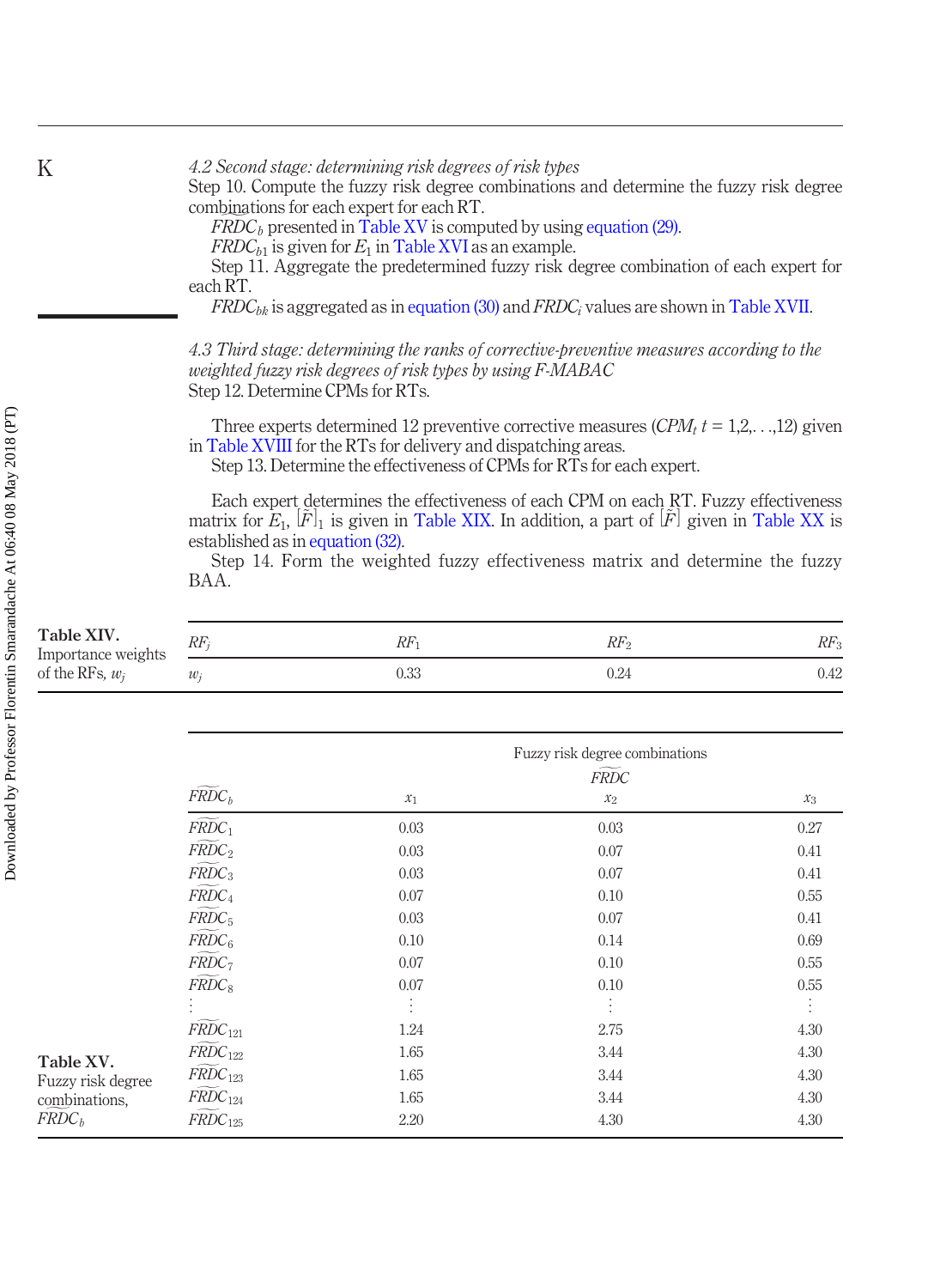### 4.2 Second stage: determining risk degrees of risk types

Step 10. Compute the fuzzy risk degree combinations and determine the fuzzy risk degree combinations for each expert for each RT.

$FRDC_b$ presented in Table XV is computed by using equation (29).

$FRDC_{b1}$ is given for $E_1$ in Table XVI as an example.

Step 11. Aggregate the predetermined fuzzy risk degree combination of each expert for each RT.

$FRDC_{bk}$ is aggregated as in equation (30) and $FRDC_i$ values are shown in Table XVII.

### 4.3 Third stage: determining the ranks of corrective-preventive measures according to the weighted fuzzy risk degrees of risk types by using F-MABAC

Step 12. Determine CPMs for RTs.

Three experts determined 12 preventive corrective measures ($CPM_t$ $t = 1,2,\ldots,12$) given in Table XVIII for the RTs for delivery and dispatching areas.

Step 13. Determine the effectiveness of CPMs for RTs for each expert.

Each expert determines the effectiveness of each CPM on each RT. Fuzzy effectiveness matrix for $E_1$, $[\tilde{F}]_1$ is given in Table XIX. In addition, a part of $[\tilde{F}]$ given in Table XX is established as in equation (32).

Step 14. Form the weighted fuzzy effectiveness matrix and determine the fuzzy BAA.

**Table XIV.** Importance weights of the RFs, $w_j$

| $RF_j$ | $RF_1$ | $RF_2$ | $RF_3$ |
|---|---|---|---|
| $w_j$ | 0.33 | 0.24 | 0.42 |

**Table XV.** Fuzzy risk degree combinations, $\widetilde{FRDC}_b$

| | Fuzzy risk degree combinations $\widetilde{FRDC}$ | | |
|---|---|---|---|
| $\widetilde{FRDC}_b$ | $x_1$ | $x_2$ | $x_3$ |
| $\widetilde{FRDC}_1$ | 0.03 | 0.03 | 0.27 |
| $\widetilde{FRDC}_2$ | 0.03 | 0.07 | 0.41 |
| $\widetilde{FRDC}_3$ | 0.03 | 0.07 | 0.41 |
| $\widetilde{FRDC}_4$ | 0.07 | 0.10 | 0.55 |
| $\widetilde{FRDC}_5$ | 0.03 | 0.07 | 0.41 |
| $\widetilde{FRDC}_6$ | 0.10 | 0.14 | 0.69 |
| $\widetilde{FRDC}_7$ | 0.07 | 0.10 | 0.55 |
| $\widetilde{FRDC}_8$ | 0.07 | 0.10 | 0.55 |
| $\vdots$ | $\vdots$ | $\vdots$ | $\vdots$ |
| $\widetilde{FRDC}_{121}$ | 1.24 | 2.75 | 4.30 |
| $\widetilde{FRDC}_{122}$ | 1.65 | 3.44 | 4.30 |
| $\widetilde{FRDC}_{123}$ | 1.65 | 3.44 | 4.30 |
| $\widetilde{FRDC}_{124}$ | 1.65 | 3.44 | 4.30 |
| $\widetilde{FRDC}_{125}$ | 2.20 | 4.30 | 4.30 |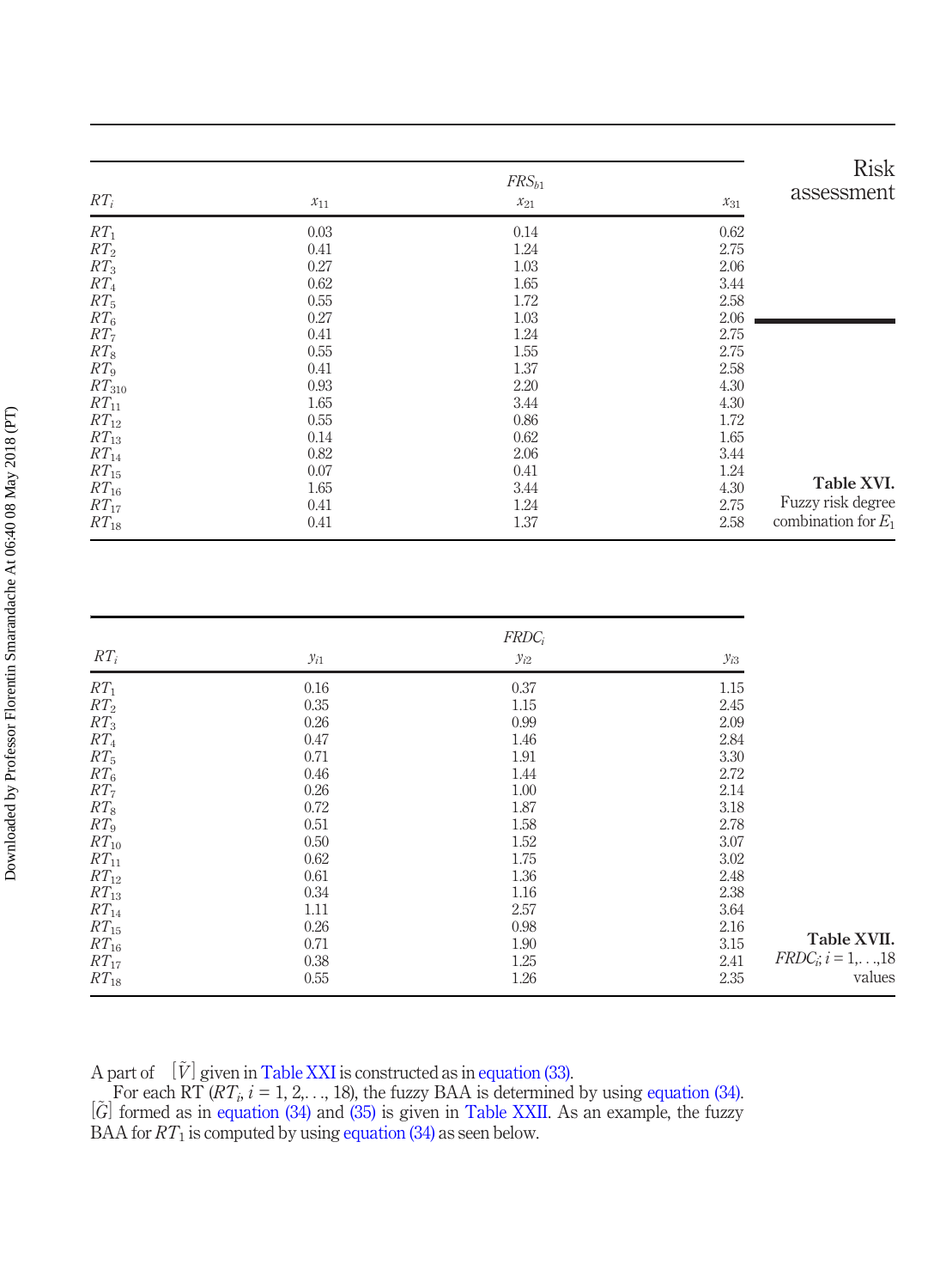| $RT_i$ | $FRS_{b1}$ | | |
|---|---|---|---|
| | $x_{11}$ | $x_{21}$ | $x_{31}$ |
| $RT_1$ | 0.03 | 0.14 | 0.62 |
| $RT_2$ | 0.41 | 1.24 | 2.75 |
| $RT_3$ | 0.27 | 1.03 | 2.06 |
| $RT_4$ | 0.62 | 1.65 | 3.44 |
| $RT_5$ | 0.55 | 1.72 | 2.58 |
| $RT_6$ | 0.27 | 1.03 | 2.06 |
| $RT_7$ | 0.41 | 1.24 | 2.75 |
| $RT_8$ | 0.55 | 1.55 | 2.75 |
| $RT_9$ | 0.41 | 1.37 | 2.58 |
| $RT_{310}$ | 0.93 | 2.20 | 4.30 |
| $RT_{11}$ | 1.65 | 3.44 | 4.30 |
| $RT_{12}$ | 0.55 | 0.86 | 1.72 |
| $RT_{13}$ | 0.14 | 0.62 | 1.65 |
| $RT_{14}$ | 0.82 | 2.06 | 3.44 |
| $RT_{15}$ | 0.07 | 0.41 | 1.24 |
| $RT_{16}$ | 1.65 | 3.44 | 4.30 |
| $RT_{17}$ | 0.41 | 1.24 | 2.75 |
| $RT_{18}$ | 0.41 | 1.37 | 2.58 |

**Table XVI.** Fuzzy risk degree combination for $E_1$

| $RT_i$ | $FRDC_i$ | | |
|---|---|---|---|
| | $y_{i1}$ | $y_{i2}$ | $y_{i3}$ |
| $RT_1$ | 0.16 | 0.37 | 1.15 |
| $RT_2$ | 0.35 | 1.15 | 2.45 |
| $RT_3$ | 0.26 | 0.99 | 2.09 |
| $RT_4$ | 0.47 | 1.46 | 2.84 |
| $RT_5$ | 0.71 | 1.91 | 3.30 |
| $RT_6$ | 0.46 | 1.44 | 2.72 |
| $RT_7$ | 0.26 | 1.00 | 2.14 |
| $RT_8$ | 0.72 | 1.87 | 3.18 |
| $RT_9$ | 0.51 | 1.58 | 2.78 |
| $RT_{10}$ | 0.50 | 1.52 | 3.07 |
| $RT_{11}$ | 0.62 | 1.75 | 3.02 |
| $RT_{12}$ | 0.61 | 1.36 | 2.48 |
| $RT_{13}$ | 0.34 | 1.16 | 2.38 |
| $RT_{14}$ | 1.11 | 2.57 | 3.64 |
| $RT_{15}$ | 0.26 | 0.98 | 2.16 |
| $RT_{16}$ | 0.71 | 1.90 | 3.15 |
| $RT_{17}$ | 0.38 | 1.25 | 2.41 |
| $RT_{18}$ | 0.55 | 1.26 | 2.35 |

**Table XVII.** $FRDC_i$; $i = 1,\ldots,18$ values

A part of $[\tilde{V}]$ given in Table XXI is constructed as in equation (33).

For each RT ($RT_i$, $i = 1, 2,\ldots, 18$), the fuzzy BAA is determined by using equation (34). $[\tilde{G}]$ formed as in equation (34) and (35) is given in Table XXII. As an example, the fuzzy BAA for $RT_1$ is computed by using equation (34) as seen below.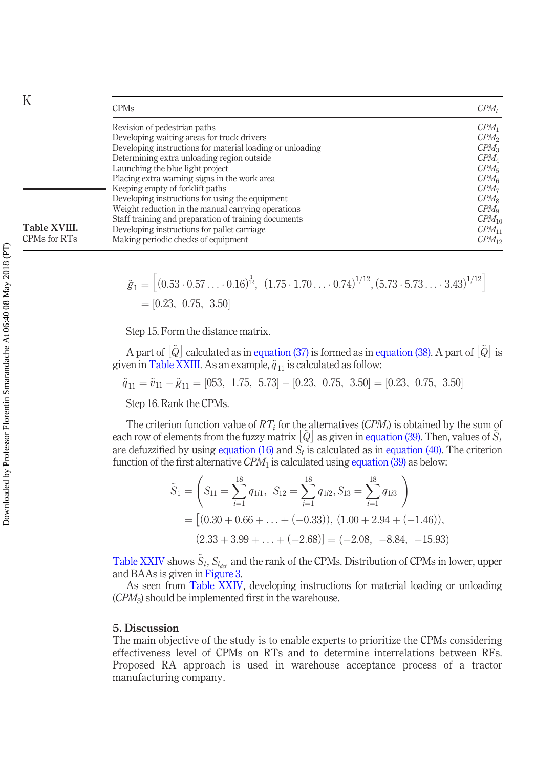**Table XVIII.** CPMs for RTs

| CPMs | $CPM_t$ |
|---|---|
| Revision of pedestrian paths | $CPM_1$ |
| Developing waiting areas for truck drivers | $CPM_2$ |
| Developing instructions for material loading or unloading | $CPM_3$ |
| Determining extra unloading region outside | $CPM_4$ |
| Launching the blue light project | $CPM_5$ |
| Placing extra warning signs in the work area | $CPM_6$ |
| Keeping empty of forklift paths | $CPM_7$ |
| Developing instructions for using the equipment | $CPM_8$ |
| Weight reduction in the manual carrying operations | $CPM_9$ |
| Staff training and preparation of training documents | $CPM_{10}$ |
| Developing instructions for pallet carriage | $CPM_{11}$ |
| Making periodic checks of equipment | $CPM_{12}$ |

$$\tilde{g}_1 = \left[(0.53 \cdot 0.57 \ldots \cdot 0.16)^{\frac{1}{12}},\ (1.75 \cdot 1.70 \ldots \cdot 0.74)^{1/12}, (5.73 \cdot 5.73 \ldots \cdot 3.43)^{1/12}\right]$$
$$= [0.23,\ 0.75,\ 3.50]$$

Step 15. Form the distance matrix.

A part of $[\tilde{Q}]$ calculated as in equation (37) is formed as in equation (38). A part of $[\tilde{Q}]$ is given in Table XXIII. As an example, $\tilde{q}_{11}$ is calculated as follow:

$$\tilde{q}_{11} = \tilde{v}_{11} - \tilde{g}_{11} = [053,\ 1.75,\ 5.73] - [0.23,\ 0.75,\ 3.50] = [0.23,\ 0.75,\ 3.50]$$

Step 16. Rank the CPMs.

The criterion function value of $RT_i$ for the alternatives ($CPM_t$) is obtained by the sum of each row of elements from the fuzzy matrix $[\tilde{Q}]$ as given in equation (39). Then, values of $\tilde{S}_t$ are defuzzified by using equation (16) and $S_t$ is calculated as in equation (40). The criterion function of the first alternative $CPM_1$ is calculated using equation (39) as below:

$$\tilde{S}_1 = \left( S_{11} = \sum_{i=1}^{18} q_{1i1},\ \ S_{12} = \sum_{i=1}^{18} q_{1i2}, S_{13} = \sum_{i=1}^{18} q_{1i3} \right)$$
$$= [(0.30 + 0.66 + \ldots + (-0.33)),\ (1.00 + 2.94 + (-1.46)),$$
$$(2.33 + 3.99 + \ldots + (-2.68)] = (-2.08,\ \ -8.84,\ \ -15.93)$$

Table XXIV shows $\tilde{S}_t$, $S_{t_{def}}$ and the rank of the CPMs. Distribution of CPMs in lower, upper and BAAs is given in Figure 3.

As seen from Table XXIV, developing instructions for material loading or unloading ($CPM_3$) should be implemented first in the warehouse.

## 5. Discussion

The main objective of the study is to enable experts to prioritize the CPMs considering effectiveness level of CPMs on RTs and to determine interrelations between RFs. Proposed RA approach is used in warehouse acceptance process of a tractor manufacturing company.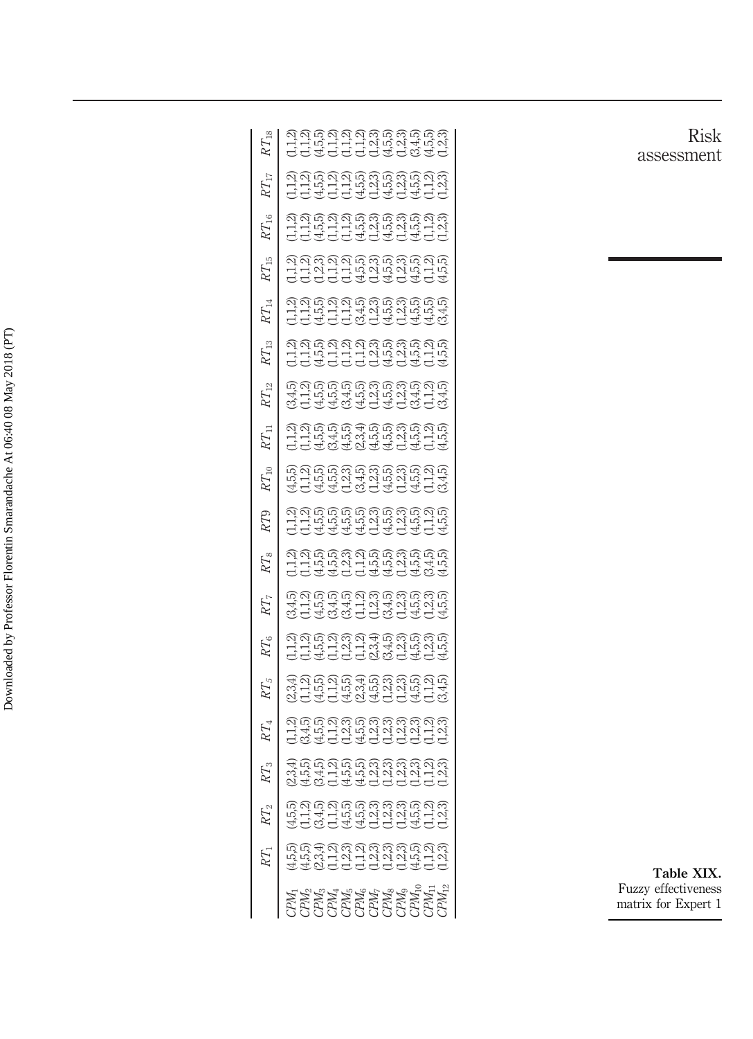**Table XIX.** Fuzzy effectiveness matrix for Expert 1

| | $RT_1$ | $RT_2$ | $RT_3$ | $RT_4$ | $RT_5$ | $RT_6$ | $RT_7$ | $RT_8$ | $RT9$ | $RT_{10}$ | $RT_{11}$ | $RT_{12}$ | $RT_{13}$ | $RT_{14}$ | $RT_{15}$ | $RT_{16}$ | $RT_{17}$ | $RT_{18}$ |
|---|---|---|---|---|---|---|---|---|---|---|---|---|---|---|---|---|---|---|
| $CPM_1$ | (4,5,5) | (4,5,5) | (2,3,4) | (1,1,2) | (2,3,4) | (1,1,2) | (3,4,5) | (1,1,2) | (1,1,2) | (4,5,5) | (1,1,2) | (3,4,5) | (1,1,2) | (1,1,2) | (1,1,2) | (1,1,2) | (1,1,2) | (1,1,2) |
| $CPM_2$ | (4,5,5) | (1,1,2) | (4,5,5) | (3,4,5) | (1,1,2) | (1,1,2) | (1,1,2) | (1,1,2) | (1,1,2) | (1,1,2) | (1,1,2) | (1,1,2) | (1,1,2) | (1,1,2) | (1,1,2) | (1,1,2) | (1,1,2) | (1,1,2) |
| $CPM_3$ | (2,3,4) | (3,4,5) | (3,4,5) | (4,5,5) | (4,5,5) | (4,5,5) | (4,5,5) | (4,5,5) | (4,5,5) | (4,5,5) | (4,5,5) | (4,5,5) | (4,5,5) | (4,5,5) | (1,2,3) | (4,5,5) | (4,5,5) | (4,5,5) |
| $CPM_4$ | (1,1,2) | (1,1,2) | (1,1,2) | (1,1,2) | (1,1,2) | (1,1,2) | (3,4,5) | (4,5,5) | (4,5,5) | (4,5,5) | (3,4,5) | (4,5,5) | (1,1,2) | (1,1,2) | (1,1,2) | (1,1,2) | (1,1,2) | (1,1,2) |
| $CPM_5$ | (1,2,3) | (4,5,5) | (4,5,5) | (1,2,3) | (4,5,5) | (1,2,3) | (3,4,5) | (1,2,3) | (4,5,5) | (1,2,3) | (4,5,5) | (3,4,5) | (1,1,2) | (1,1,2) | (1,1,2) | (1,1,2) | (1,1,2) | (1,1,2) |
| $CPM_6$ | (1,1,2) | (4,5,5) | (4,5,5) | (4,5,5) | (2,3,4) | (1,1,2) | (1,1,2) | (1,1,2) | (4,5,5) | (3,4,5) | (2,3,4) | (4,5,5) | (1,1,2) | (3,4,5) | (4,5,5) | (4,5,5) | (4,5,5) | (1,1,2) |
| $CPM_7$ | (1,2,3) | (1,2,3) | (1,2,3) | (1,2,3) | (4,5,5) | (2,3,4) | (1,2,3) | (4,5,5) | (1,2,3) | (1,2,3) | (4,5,5) | (1,2,3) | (1,2,3) | (1,2,3) | (1,2,3) | (1,2,3) | (1,2,3) | (1,2,3) |
| $CPM_8$ | (1,2,3) | (1,2,3) | (1,2,3) | (1,2,3) | (1,2,3) | (3,4,5) | (3,4,5) | (4,5,5) | (4,5,5) | (4,5,5) | (4,5,5) | (4,5,5) | (4,5,5) | (4,5,5) | (4,5,5) | (4,5,5) | (4,5,5) | (4,5,5) |
| $CPM_9$ | (1,2,3) | (1,2,3) | (1,2,3) | (1,2,3) | (1,2,3) | (1,2,3) | (1,2,3) | (1,2,3) | (1,2,3) | (1,2,3) | (1,2,3) | (1,2,3) | (1,2,3) | (1,2,3) | (1,2,3) | (1,2,3) | (1,2,3) | (1,2,3) |
| $CPM_{10}$ | (4,5,5) | (4,5,5) | (1,2,3) | (1,2,3) | (4,5,5) | (4,5,5) | (4,5,5) | (4,5,5) | (4,5,5) | (4,5,5) | (4,5,5) | (3,4,5) | (4,5,5) | (4,5,5) | (4,5,5) | (4,5,5) | (4,5,5) | (3,4,5) |
| $CPM_{11}$ | (1,1,2) | (1,1,2) | (1,1,2) | (1,1,2) | (1,1,2) | (1,2,3) | (1,2,3) | (3,4,5) | (1,1,2) | (1,1,2) | (1,1,2) | (1,1,2) | (1,1,2) | (4,5,5) | (1,1,2) | (1,1,2) | (1,1,2) | (4,5,5) |
| $CPM_{12}$ | (1,2,3) | (1,2,3) | (1,2,3) | (1,2,3) | (3,4,5) | (4,5,5) | (4,5,5) | (4,5,5) | (4,5,5) | (3,4,5) | (4,5,5) | (3,4,5) | (4,5,5) | (3,4,5) | (4,5,5) | (1,2,3) | (1,2,3) | (1,2,3) |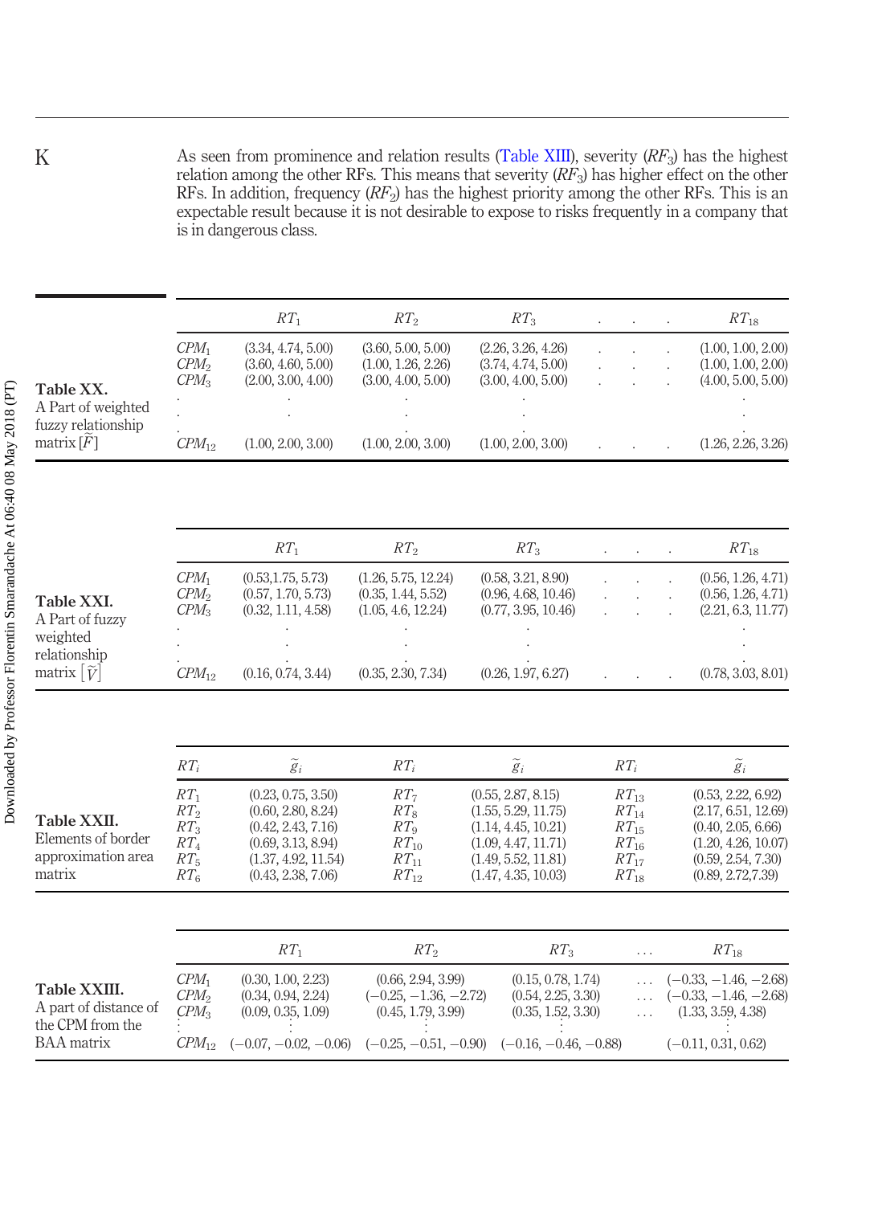As seen from prominence and relation results (Table XIII), severity ($RF_3$) has the highest relation among the other RFs. This means that severity ($RF_3$) has higher effect on the other RFs. In addition, frequency ($RF_2$) has the highest priority among the other RFs. This is an expectable result because it is not desirable to expose to risks frequently in a company that is in dangerous class.

**Table XX.** A Part of weighted fuzzy relationship matrix $[\tilde{F}]$

| | $RT_1$ | $RT_2$ | $RT_3$ | . . . | $RT_{18}$ |
|---|---|---|---|---|---|
| $CPM_1$ | (3.34, 4.74, 5.00) | (3.60, 5.00, 5.00) | (2.26, 3.26, 4.26) | . . . | (1.00, 1.00, 2.00) |
| $CPM_2$ | (3.60, 4.60, 5.00) | (1.00, 1.26, 2.26) | (3.74, 4.74, 5.00) | . . . | (1.00, 1.00, 2.00) |
| $CPM_3$ | (2.00, 3.00, 4.00) | (3.00, 4.00, 5.00) | (3.00, 4.00, 5.00) | . . . | (4.00, 5.00, 5.00) |
| ⋮ | ⋮ | ⋮ | ⋮ | | ⋮ |
| $CPM_{12}$ | (1.00, 2.00, 3.00) | (1.00, 2.00, 3.00) | (1.00, 2.00, 3.00) | . . . | (1.26, 2.26, 3.26) |

**Table XXI.** A Part of fuzzy weighted relationship matrix $[\tilde{V}]$

| | $RT_1$ | $RT_2$ | $RT_3$ | . . . | $RT_{18}$ |
|---|---|---|---|---|---|
| $CPM_1$ | (0.53,1.75, 5.73) | (1.26, 5.75, 12.24) | (0.58, 3.21, 8.90) | . . . | (0.56, 1.26, 4.71) |
| $CPM_2$ | (0.57, 1.70, 5.73) | (0.35, 1.44, 5.52) | (0.96, 4.68, 10.46) | . . . | (0.56, 1.26, 4.71) |
| $CPM_3$ | (0.32, 1.11, 4.58) | (1.05, 4.6, 12.24) | (0.77, 3.95, 10.46) | . . . | (2.21, 6.3, 11.77) |
| ⋮ | ⋮ | ⋮ | ⋮ | | ⋮ |
| $CPM_{12}$ | (0.16, 0.74, 3.44) | (0.35, 2.30, 7.34) | (0.26, 1.97, 6.27) | . . . | (0.78, 3.03, 8.01) |

**Table XXII.** Elements of border approximation area matrix

| $RT_i$ | $\tilde{g}_i$ | $RT_i$ | $\tilde{g}_i$ | $RT_i$ | $\tilde{g}_i$ |
|---|---|---|---|---|---|
| $RT_1$ | (0.23, 0.75, 3.50) | $RT_7$ | (0.55, 2.87, 8.15) | $RT_{13}$ | (0.53, 2.22, 6.92) |
| $RT_2$ | (0.60, 2.80, 8.24) | $RT_8$ | (1.55, 5.29, 11.75) | $RT_{14}$ | (2.17, 6.51, 12.69) |
| $RT_3$ | (0.42, 2.43, 7.16) | $RT_9$ | (1.14, 4.45, 10.21) | $RT_{15}$ | (0.40, 2.05, 6.66) |
| $RT_4$ | (0.69, 3.13, 8.94) | $RT_{10}$ | (1.09, 4.47, 11.71) | $RT_{16}$ | (1.20, 4.26, 10.07) |
| $RT_5$ | (1.37, 4.92, 11.54) | $RT_{11}$ | (1.49, 5.52, 11.81) | $RT_{17}$ | (0.59, 2.54, 7.30) |
| $RT_6$ | (0.43, 2.38, 7.06) | $RT_{12}$ | (1.47, 4.35, 10.03) | $RT_{18}$ | (0.89, 2.72,7.39) |

**Table XXIII.** A part of distance of the CPM from the BAA matrix

| | $RT_1$ | $RT_2$ | $RT_3$ | . . . | $RT_{18}$ |
|---|---|---|---|---|---|
| $CPM_1$ | (0.30, 1.00, 2.23) | (0.66, 2.94, 3.99) | (0.15, 0.78, 1.74) | . . . | (−0.33, −1.46, −2.68) |
| $CPM_2$ | (0.34, 0.94, 2.24) | (−0.25, −1.36, −2.72) | (0.54, 2.25, 3.30) | . . . | (−0.33, −1.46, −2.68) |
| $CPM_3$ | (0.09, 0.35, 1.09) | (0.45, 1.79, 3.99) | (0.35, 1.52, 3.30) | . . . | (1.33, 3.59, 4.38) |
| ⋮ | ⋮ | ⋮ | ⋮ | | ⋮ |
| $CPM_{12}$ | (−0.07, −0.02, −0.06) | (−0.25, −0.51, −0.90) | (−0.16, −0.46, −0.88) | | (−0.11, 0.31, 0.62) |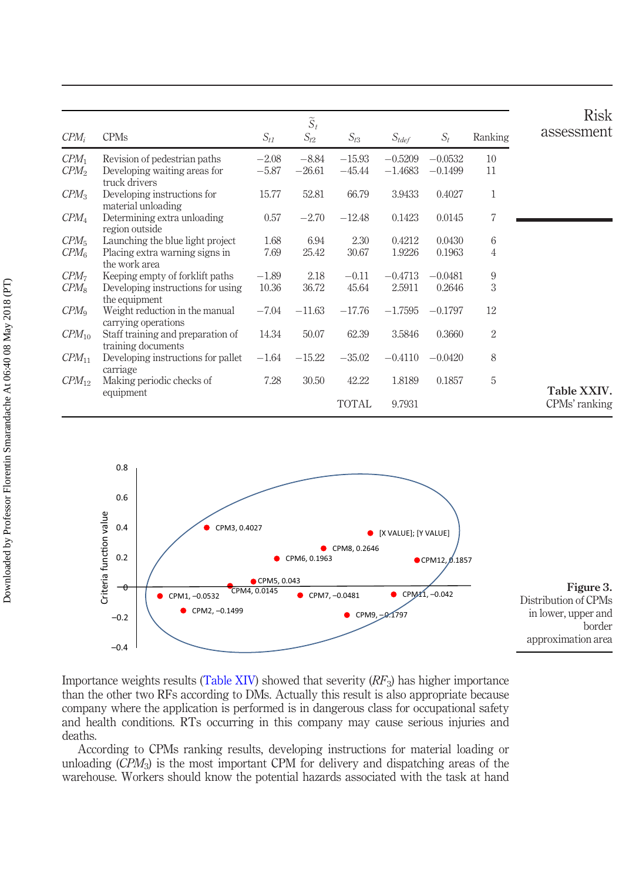| $CPM_i$ | CPMs | $S_{t1}$ | $\tilde{S}_t$ $S_{t2}$ | $S_{t3}$ | $S_{tdef}$ | $S_t$ | Ranking |
|---|---|---|---|---|---|---|---|
| $CPM_1$ | Revision of pedestrian paths | −2.08 | −8.84 | −15.93 | −0.5209 | −0.0532 | 10 |
| $CPM_2$ | Developing waiting areas for truck drivers | −5.87 | −26.61 | −45.44 | −1.4683 | −0.1499 | 11 |
| $CPM_3$ | Developing instructions for material unloading | 15.77 | 52.81 | 66.79 | 3.9433 | 0.4027 | 1 |
| $CPM_4$ | Determining extra unloading region outside | 0.57 | −2.70 | −12.48 | 0.1423 | 0.0145 | 7 |
| $CPM_5$ | Launching the blue light project | 1.68 | 6.94 | 2.30 | 0.4212 | 0.0430 | 6 |
| $CPM_6$ | Placing extra warning signs in the work area | 7.69 | 25.42 | 30.67 | 1.9226 | 0.1963 | 4 |
| $CPM_7$ | Keeping empty of forklift paths | −1.89 | 2.18 | −0.11 | −0.4713 | −0.0481 | 9 |
| $CPM_8$ | Developing instructions for using the equipment | 10.36 | 36.72 | 45.64 | 2.5911 | 0.2646 | 3 |
| $CPM_9$ | Weight reduction in the manual carrying operations | −7.04 | −11.63 | −17.76 | −1.7595 | −0.1797 | 12 |
| $CPM_{10}$ | Staff training and preparation of training documents | 14.34 | 50.07 | 62.39 | 3.5846 | 0.3660 | 2 |
| $CPM_{11}$ | Developing instructions for pallet carriage | −1.64 | −15.22 | −35.02 | −0.4110 | −0.0420 | 8 |
| $CPM_{12}$ | Making periodic checks of equipment | 7.28 | 30.50 | 42.22 | 1.8189 | 0.1857 | 5 |
| | | | | TOTAL | 9.7931 | | |

**Table XXIV.** CPMs' ranking

**Figure 3.** Distribution of CPMs in lower, upper and border approximation area

Importance weights results (Table XIV) showed that severity ($RF_3$) has higher importance than the other two RFs according to DMs. Actually this result is also appropriate because company where the application is performed is in dangerous class for occupational safety and health conditions. RTs occurring in this company may cause serious injuries and deaths.

According to CPMs ranking results, developing instructions for material loading or unloading ($CPM_3$) is the most important CPM for delivery and dispatching areas of the warehouse. Workers should know the potential hazards associated with the task at hand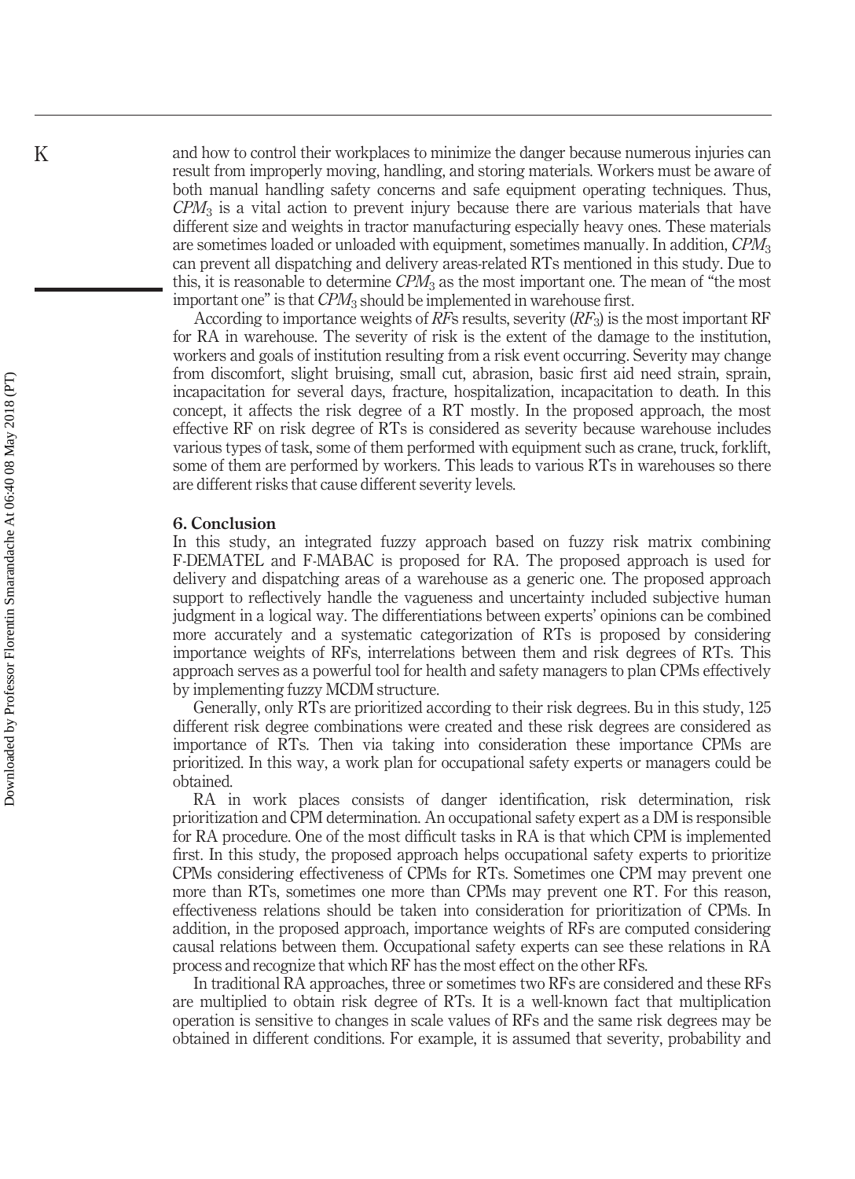and how to control their workplaces to minimize the danger because numerous injuries can result from improperly moving, handling, and storing materials. Workers must be aware of both manual handling safety concerns and safe equipment operating techniques. Thus, $CPM_3$ is a vital action to prevent injury because there are various materials that have different size and weights in tractor manufacturing especially heavy ones. These materials are sometimes loaded or unloaded with equipment, sometimes manually. In addition, $CPM_3$ can prevent all dispatching and delivery areas-related RTs mentioned in this study. Due to this, it is reasonable to determine $CPM_3$ as the most important one. The mean of "the most important one" is that $CPM_3$ should be implemented in warehouse first.

According to importance weights of *RF*s results, severity ($RF_3$) is the most important RF for RA in warehouse. The severity of risk is the extent of the damage to the institution, workers and goals of institution resulting from a risk event occurring. Severity may change from discomfort, slight bruising, small cut, abrasion, basic first aid need strain, sprain, incapacitation for several days, fracture, hospitalization, incapacitation to death. In this concept, it affects the risk degree of a RT mostly. In the proposed approach, the most effective RF on risk degree of RTs is considered as severity because warehouse includes various types of task, some of them performed with equipment such as crane, truck, forklift, some of them are performed by workers. This leads to various RTs in warehouses so there are different risks that cause different severity levels.

## 6. Conclusion

In this study, an integrated fuzzy approach based on fuzzy risk matrix combining F-DEMATEL and F-MABAC is proposed for RA. The proposed approach is used for delivery and dispatching areas of a warehouse as a generic one. The proposed approach support to reflectively handle the vagueness and uncertainty included subjective human judgment in a logical way. The differentiations between experts' opinions can be combined more accurately and a systematic categorization of RTs is proposed by considering importance weights of RFs, interrelations between them and risk degrees of RTs. This approach serves as a powerful tool for health and safety managers to plan CPMs effectively by implementing fuzzy MCDM structure.

Generally, only RTs are prioritized according to their risk degrees. Bu in this study, 125 different risk degree combinations were created and these risk degrees are considered as importance of RTs. Then via taking into consideration these importance CPMs are prioritized. In this way, a work plan for occupational safety experts or managers could be obtained.

RA in work places consists of danger identification, risk determination, risk prioritization and CPM determination. An occupational safety expert as a DM is responsible for RA procedure. One of the most difficult tasks in RA is that which CPM is implemented first. In this study, the proposed approach helps occupational safety experts to prioritize CPMs considering effectiveness of CPMs for RTs. Sometimes one CPM may prevent one more than RTs, sometimes one more than CPMs may prevent one RT. For this reason, effectiveness relations should be taken into consideration for prioritization of CPMs. In addition, in the proposed approach, importance weights of RFs are computed considering causal relations between them. Occupational safety experts can see these relations in RA process and recognize that which RF has the most effect on the other RFs.

In traditional RA approaches, three or sometimes two RFs are considered and these RFs are multiplied to obtain risk degree of RTs. It is a well-known fact that multiplication operation is sensitive to changes in scale values of RFs and the same risk degrees may be obtained in different conditions. For example, it is assumed that severity, probability and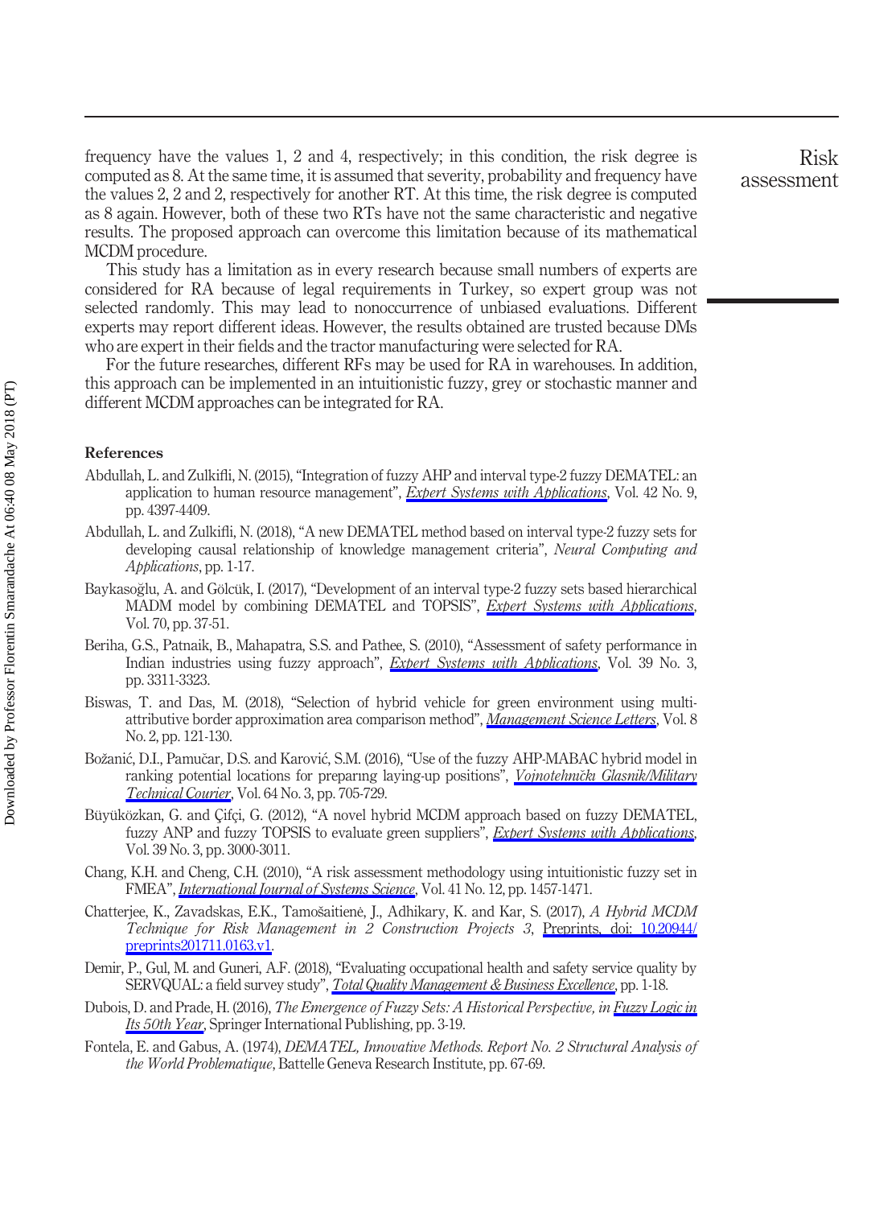frequency have the values 1, 2 and 4, respectively; in this condition, the risk degree is computed as 8. At the same time, it is assumed that severity, probability and frequency have the values 2, 2 and 2, respectively for another RT. At this time, the risk degree is computed as 8 again. However, both of these two RTs have not the same characteristic and negative results. The proposed approach can overcome this limitation because of its mathematical MCDM procedure.

This study has a limitation as in every research because small numbers of experts are considered for RA because of legal requirements in Turkey, so expert group was not selected randomly. This may lead to nonoccurrence of unbiased evaluations. Different experts may report different ideas. However, the results obtained are trusted because DMs who are expert in their fields and the tractor manufacturing were selected for RA.

For the future researches, different RFs may be used for RA in warehouses. In addition, this approach can be implemented in an intuitionistic fuzzy, grey or stochastic manner and different MCDM approaches can be integrated for RA.

## References

Abdullah, L. and Zulkifli, N. (2015), "Integration of fuzzy AHP and interval type-2 fuzzy DEMATEL: an application to human resource management", *Expert Systems with Applications*, Vol. 42 No. 9, pp. 4397-4409.

Abdullah, L. and Zulkifli, N. (2018), "A new DEMATEL method based on interval type-2 fuzzy sets for developing causal relationship of knowledge management criteria", *Neural Computing and Applications*, pp. 1-17.

Baykasoğlu, A. and Gölcük, I. (2017), "Development of an interval type-2 fuzzy sets based hierarchical MADM model by combining DEMATEL and TOPSIS", *Expert Systems with Applications*, Vol. 70, pp. 37-51.

Beriha, G.S., Patnaik, B., Mahapatra, S.S. and Pathee, S. (2010), "Assessment of safety performance in Indian industries using fuzzy approach", *Expert Systems with Applications*, Vol. 39 No. 3, pp. 3311-3323.

Biswas, T. and Das, M. (2018), "Selection of hybrid vehicle for green environment using multi-attributive border approximation area comparison method", *Management Science Letters*, Vol. 8 No. 2, pp. 121-130.

Božanić, D.I., Pamučar, D.S. and Karović, S.M. (2016), "Use of the fuzzy AHP-MABAC hybrid model in ranking potential locations for preparıng laying-up positions", *Vojnotehnički Glasnik/Military Technical Courier*, Vol. 64 No. 3, pp. 705-729.

Büyüközkan, G. and Çifçi, G. (2012), "A novel hybrid MCDM approach based on fuzzy DEMATEL, fuzzy ANP and fuzzy TOPSIS to evaluate green suppliers", *Expert Systems with Applications*, Vol. 39 No. 3, pp. 3000-3011.

Chang, K.H. and Cheng, C.H. (2010), "A risk assessment methodology using intuitionistic fuzzy set in FMEA", *International Journal of Systems Science*, Vol. 41 No. 12, pp. 1457-1471.

Chatterjee, K., Zavadskas, E.K., Tamošaitienė, J., Adhikary, K. and Kar, S. (2017), *A Hybrid MCDM Technique for Risk Management in 2 Construction Projects 3*, Preprints, doi: 10.20944/preprints201711.0163.v1.

Demir, P., Gul, M. and Guneri, A.F. (2018), "Evaluating occupational health and safety service quality by SERVQUAL: a field survey study", *Total Quality Management & Business Excellence*, pp. 1-18.

Dubois, D. and Prade, H. (2016), *The Emergence of Fuzzy Sets: A Historical Perspective, in Fuzzy Logic in Its 50th Year*, Springer International Publishing, pp. 3-19.

Fontela, E. and Gabus, A. (1974), *DEMATEL, Innovative Methods. Report No. 2 Structural Analysis of the World Problematique*, Battelle Geneva Research Institute, pp. 67-69.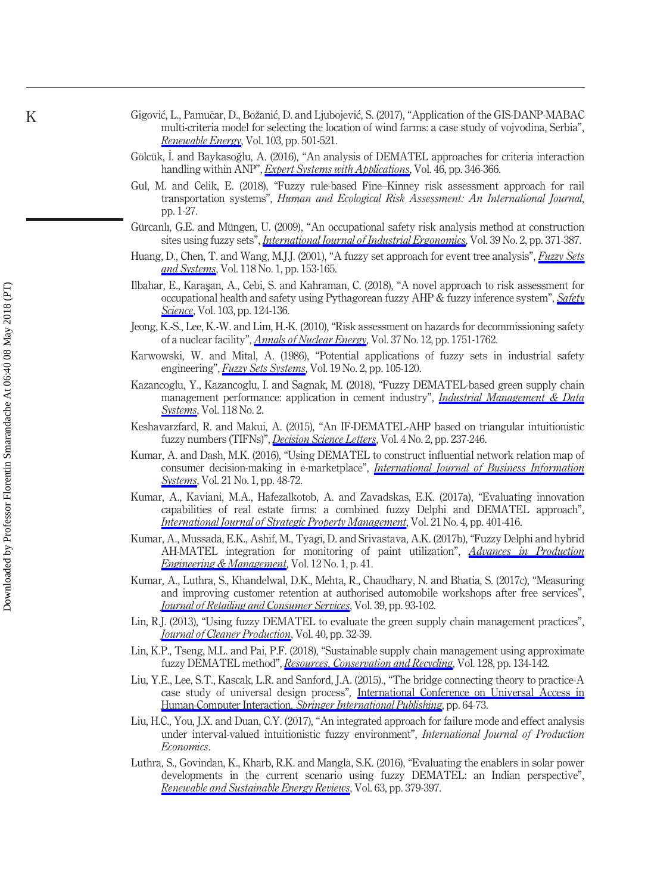Gigović, L., Pamučar, D., Božanić, D. and Ljubojević, S. (2017), "Application of the GIS-DANP-MABAC multi-criteria model for selecting the location of wind farms: a case study of vojvodina, Serbia", *Renewable Energy*, Vol. 103, pp. 501-521.

Gölcük, İ. and Baykasoğlu, A. (2016), "An analysis of DEMATEL approaches for criteria interaction handling within ANP", *Expert Systems with Applications*, Vol. 46, pp. 346-366.

Gul, M. and Celik, E. (2018), "Fuzzy rule-based Fine–Kinney risk assessment approach for rail transportation systems", *Human and Ecological Risk Assessment: An International Journal*, pp. 1-27.

Gürcanlı, G.E. and Müngen, U. (2009), "An occupational safety risk analysis method at construction sites using fuzzy sets", *International Journal of Industrial Ergonomics*, Vol. 39 No. 2, pp. 371-387.

Huang, D., Chen, T. and Wang, M.J.J. (2001), "A fuzzy set approach for event tree analysis", *Fuzzy Sets and Systems*, Vol. 118 No. 1, pp. 153-165.

Ilbahar, E., Karaşan, A., Cebi, S. and Kahraman, C. (2018), "A novel approach to risk assessment for occupational health and safety using Pythagorean fuzzy AHP & fuzzy inference system", *Safety Science*, Vol. 103, pp. 124-136.

Jeong, K.-S., Lee, K.-W. and Lim, H.-K. (2010), "Risk assessment on hazards for decommissioning safety of a nuclear facility", *Annals of Nuclear Energy*, Vol. 37 No. 12, pp. 1751-1762.

Karwowski, W. and Mital, A. (1986), "Potential applications of fuzzy sets in industrial safety engineering", *Fuzzy Sets Systems*, Vol. 19 No. 2, pp. 105-120.

Kazancoglu, Y., Kazancoglu, I. and Sagnak, M. (2018), "Fuzzy DEMATEL-based green supply chain management performance: application in cement industry", *Industrial Management & Data Systems*, Vol. 118 No. 2.

Keshavarzfard, R. and Makui, A. (2015), "An IF-DEMATEL-AHP based on triangular intuitionistic fuzzy numbers (TIFNs)", *Decision Science Letters*, Vol. 4 No. 2, pp. 237-246.

Kumar, A. and Dash, M.K. (2016), "Using DEMATEL to construct influential network relation map of consumer decision-making in e-marketplace", *International Journal of Business Information Systems*, Vol. 21 No. 1, pp. 48-72.

Kumar, A., Kaviani, M.A., Hafezalkotob, A. and Zavadskas, E.K. (2017a), "Evaluating innovation capabilities of real estate firms: a combined fuzzy Delphi and DEMATEL approach", *International Journal of Strategic Property Management*, Vol. 21 No. 4, pp. 401-416.

Kumar, A., Mussada, E.K., Ashif, M., Tyagi, D. and Srivastava, A.K. (2017b), "Fuzzy Delphi and hybrid AH-MATEL integration for monitoring of paint utilization", *Advances in Production Engineering & Management*, Vol. 12 No. 1, p. 41.

Kumar, A., Luthra, S., Khandelwal, D.K., Mehta, R., Chaudhary, N. and Bhatia, S. (2017c), "Measuring and improving customer retention at authorised automobile workshops after free services", *Journal of Retailing and Consumer Services*, Vol. 39, pp. 93-102.

Lin, R.J. (2013), "Using fuzzy DEMATEL to evaluate the green supply chain management practices", *Journal of Cleaner Production*, Vol. 40, pp. 32-39.

Lin, K.P., Tseng, M.L. and Pai, P.F. (2018), "Sustainable supply chain management using approximate fuzzy DEMATEL method", *Resources, Conservation and Recycling*, Vol. 128, pp. 134-142.

Liu, Y.E., Lee, S.T., Kascak, L.R. and Sanford, J.A. (2015)., "The bridge connecting theory to practice-A case study of universal design process", International Conference on Universal Access in Human-Computer Interaction, *Springer International Publishing*, pp. 64-73.

Liu, H.C., You, J.X. and Duan, C.Y. (2017), "An integrated approach for failure mode and effect analysis under interval-valued intuitionistic fuzzy environment", *International Journal of Production Economics*.

Luthra, S., Govindan, K., Kharb, R.K. and Mangla, S.K. (2016), "Evaluating the enablers in solar power developments in the current scenario using fuzzy DEMATEL: an Indian perspective", *Renewable and Sustainable Energy Reviews*, Vol. 63, pp. 379-397.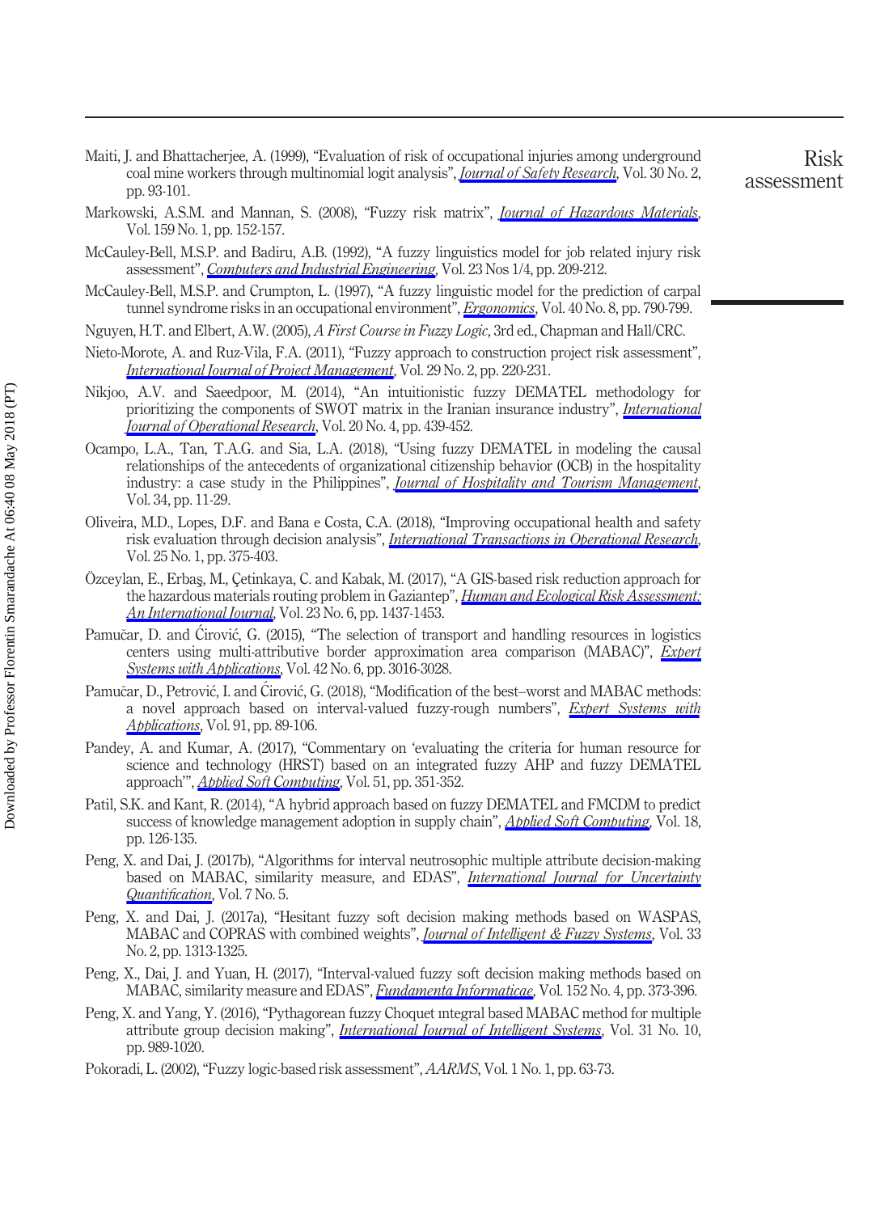Maiti, J. and Bhattacherjee, A. (1999), "Evaluation of risk of occupational injuries among underground coal mine workers through multinomial logit analysis", *Journal of Safety Research*, Vol. 30 No. 2, pp. 93-101.

Markowski, A.S.M. and Mannan, S. (2008), "Fuzzy risk matrix", *Journal of Hazardous Materials*, Vol. 159 No. 1, pp. 152-157.

McCauley-Bell, M.S.P. and Badiru, A.B. (1992), "A fuzzy linguistics model for job related injury risk assessment", *Computers and Industrial Engineering*, Vol. 23 Nos 1/4, pp. 209-212.

McCauley-Bell, M.S.P. and Crumpton, L. (1997), "A fuzzy linguistic model for the prediction of carpal tunnel syndrome risks in an occupational environment", *Ergonomics*, Vol. 40 No. 8, pp. 790-799.

Nguyen, H.T. and Elbert, A.W. (2005), *A First Course in Fuzzy Logic*, 3rd ed., Chapman and Hall/CRC.

Nieto-Morote, A. and Ruz-Vila, F.A. (2011), "Fuzzy approach to construction project risk assessment", *International Journal of Project Management*, Vol. 29 No. 2, pp. 220-231.

Nikjoo, A.V. and Saeedpoor, M. (2014), "An intuitionistic fuzzy DEMATEL methodology for prioritizing the components of SWOT matrix in the Iranian insurance industry", *International Journal of Operational Research*, Vol. 20 No. 4, pp. 439-452.

Ocampo, L.A., Tan, T.A.G. and Sia, L.A. (2018), "Using fuzzy DEMATEL in modeling the causal relationships of the antecedents of organizational citizenship behavior (OCB) in the hospitality industry: a case study in the Philippines", *Journal of Hospitality and Tourism Management*, Vol. 34, pp. 11-29.

Oliveira, M.D., Lopes, D.F. and Bana e Costa, C.A. (2018), "Improving occupational health and safety risk evaluation through decision analysis", *International Transactions in Operational Research*, Vol. 25 No. 1, pp. 375-403.

Özceylan, E., Erbaş, M., Çetinkaya, C. and Kabak, M. (2017), "A GIS-based risk reduction approach for the hazardous materials routing problem in Gaziantep", *Human and Ecological Risk Assessment: An International Journal*, Vol. 23 No. 6, pp. 1437-1453.

Pamučar, D. and Ćirović, G. (2015), "The selection of transport and handling resources in logistics centers using multi-attributive border approximation area comparison (MABAC)", *Expert Systems with Applications*, Vol. 42 No. 6, pp. 3016-3028.

Pamučar, D., Petrović, I. and Ćirović, G. (2018), "Modification of the best–worst and MABAC methods: a novel approach based on interval-valued fuzzy-rough numbers", *Expert Systems with Applications*, Vol. 91, pp. 89-106.

Pandey, A. and Kumar, A. (2017), "Commentary on 'evaluating the criteria for human resource for science and technology (HRST) based on an integrated fuzzy AHP and fuzzy DEMATEL approach'", *Applied Soft Computing*, Vol. 51, pp. 351-352.

Patil, S.K. and Kant, R. (2014), "A hybrid approach based on fuzzy DEMATEL and FMCDM to predict success of knowledge management adoption in supply chain", *Applied Soft Computing*, Vol. 18, pp. 126-135.

Peng, X. and Dai, J. (2017b), "Algorithms for interval neutrosophic multiple attribute decision-making based on MABAC, similarity measure, and EDAS", *International Journal for Uncertainty Quantification*, Vol. 7 No. 5.

Peng, X. and Dai, J. (2017a), "Hesitant fuzzy soft decision making methods based on WASPAS, MABAC and COPRAS with combined weights", *Journal of Intelligent & Fuzzy Systems*, Vol. 33 No. 2, pp. 1313-1325.

Peng, X., Dai, J. and Yuan, H. (2017), "Interval-valued fuzzy soft decision making methods based on MABAC, similarity measure and EDAS", *Fundamenta Informaticae*, Vol. 152 No. 4, pp. 373-396.

Peng, X. and Yang, Y. (2016), "Pythagorean fuzzy Choquet integral based MABAC method for multiple attribute group decision making", *International Journal of Intelligent Systems*, Vol. 31 No. 10, pp. 989-1020.

Pokoradi, L. (2002), "Fuzzy logic-based risk assessment", *AARMS*, Vol. 1 No. 1, pp. 63-73.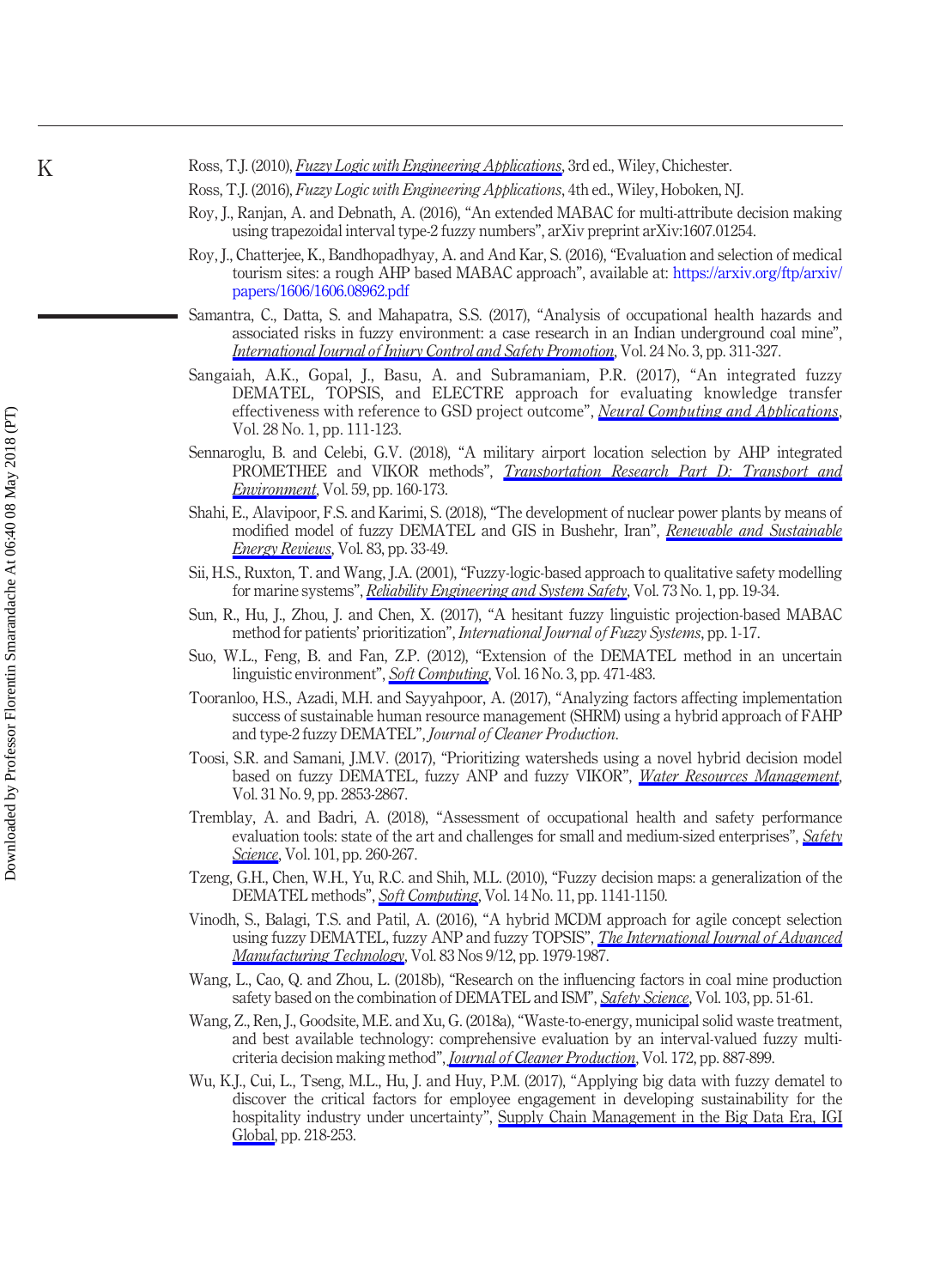Ross, T.J. (2010), *Fuzzy Logic with Engineering Applications*, 3rd ed., Wiley, Chichester.

Ross, T.J. (2016), *Fuzzy Logic with Engineering Applications*, 4th ed., Wiley, Hoboken, NJ.

Roy, J., Ranjan, A. and Debnath, A. (2016), "An extended MABAC for multi-attribute decision making using trapezoidal interval type-2 fuzzy numbers", arXiv preprint arXiv:1607.01254.

Roy, J., Chatterjee, K., Bandhopadhyay, A. and And Kar, S. (2016), "Evaluation and selection of medical tourism sites: a rough AHP based MABAC approach", available at: https://arxiv.org/ftp/arxiv/papers/1606/1606.08962.pdf

Samantra, C., Datta, S. and Mahapatra, S.S. (2017), "Analysis of occupational health hazards and associated risks in fuzzy environment: a case research in an Indian underground coal mine", *International Journal of Injury Control and Safety Promotion*, Vol. 24 No. 3, pp. 311-327.

Sangaiah, A.K., Gopal, J., Basu, A. and Subramaniam, P.R. (2017), "An integrated fuzzy DEMATEL, TOPSIS, and ELECTRE approach for evaluating knowledge transfer effectiveness with reference to GSD project outcome", *Neural Computing and Applications*, Vol. 28 No. 1, pp. 111-123.

Sennaroglu, B. and Celebi, G.V. (2018), "A military airport location selection by AHP integrated PROMETHEE and VIKOR methods", *Transportation Research Part D: Transport and Environment*, Vol. 59, pp. 160-173.

Shahi, E., Alavipoor, F.S. and Karimi, S. (2018), "The development of nuclear power plants by means of modified model of fuzzy DEMATEL and GIS in Bushehr, Iran", *Renewable and Sustainable Energy Reviews*, Vol. 83, pp. 33-49.

Sii, H.S., Ruxton, T. and Wang, J.A. (2001), "Fuzzy-logic-based approach to qualitative safety modelling for marine systems", *Reliability Engineering and System Safety*, Vol. 73 No. 1, pp. 19-34.

Sun, R., Hu, J., Zhou, J. and Chen, X. (2017), "A hesitant fuzzy linguistic projection-based MABAC method for patients' prioritization", *International Journal of Fuzzy Systems*, pp. 1-17.

Suo, W.L., Feng, B. and Fan, Z.P. (2012), "Extension of the DEMATEL method in an uncertain linguistic environment", *Soft Computing*, Vol. 16 No. 3, pp. 471-483.

Tooranloo, H.S., Azadi, M.H. and Sayyahpoor, A. (2017), "Analyzing factors affecting implementation success of sustainable human resource management (SHRM) using a hybrid approach of FAHP and type-2 fuzzy DEMATEL", *Journal of Cleaner Production*.

Toosi, S.R. and Samani, J.M.V. (2017), "Prioritizing watersheds using a novel hybrid decision model based on fuzzy DEMATEL, fuzzy ANP and fuzzy VIKOR", *Water Resources Management*, Vol. 31 No. 9, pp. 2853-2867.

Tremblay, A. and Badri, A. (2018), "Assessment of occupational health and safety performance evaluation tools: state of the art and challenges for small and medium-sized enterprises", *Safety Science*, Vol. 101, pp. 260-267.

Tzeng, G.H., Chen, W.H., Yu, R.C. and Shih, M.L. (2010), "Fuzzy decision maps: a generalization of the DEMATEL methods", *Soft Computing*, Vol. 14 No. 11, pp. 1141-1150.

Vinodh, S., Balagi, T.S. and Patil, A. (2016), "A hybrid MCDM approach for agile concept selection using fuzzy DEMATEL, fuzzy ANP and fuzzy TOPSIS", *The International Journal of Advanced Manufacturing Technology*, Vol. 83 Nos 9/12, pp. 1979-1987.

Wang, L., Cao, Q. and Zhou, L. (2018b), "Research on the influencing factors in coal mine production safety based on the combination of DEMATEL and ISM", *Safety Science*, Vol. 103, pp. 51-61.

Wang, Z., Ren, J., Goodsite, M.E. and Xu, G. (2018a), "Waste-to-energy, municipal solid waste treatment, and best available technology: comprehensive evaluation by an interval-valued fuzzy multi-criteria decision making method", *Journal of Cleaner Production*, Vol. 172, pp. 887-899.

Wu, K.J., Cui, L., Tseng, M.L., Hu, J. and Huy, P.M. (2017), "Applying big data with fuzzy dematel to discover the critical factors for employee engagement in developing sustainability for the hospitality industry under uncertainty", Supply Chain Management in the Big Data Era, IGI Global, pp. 218-253.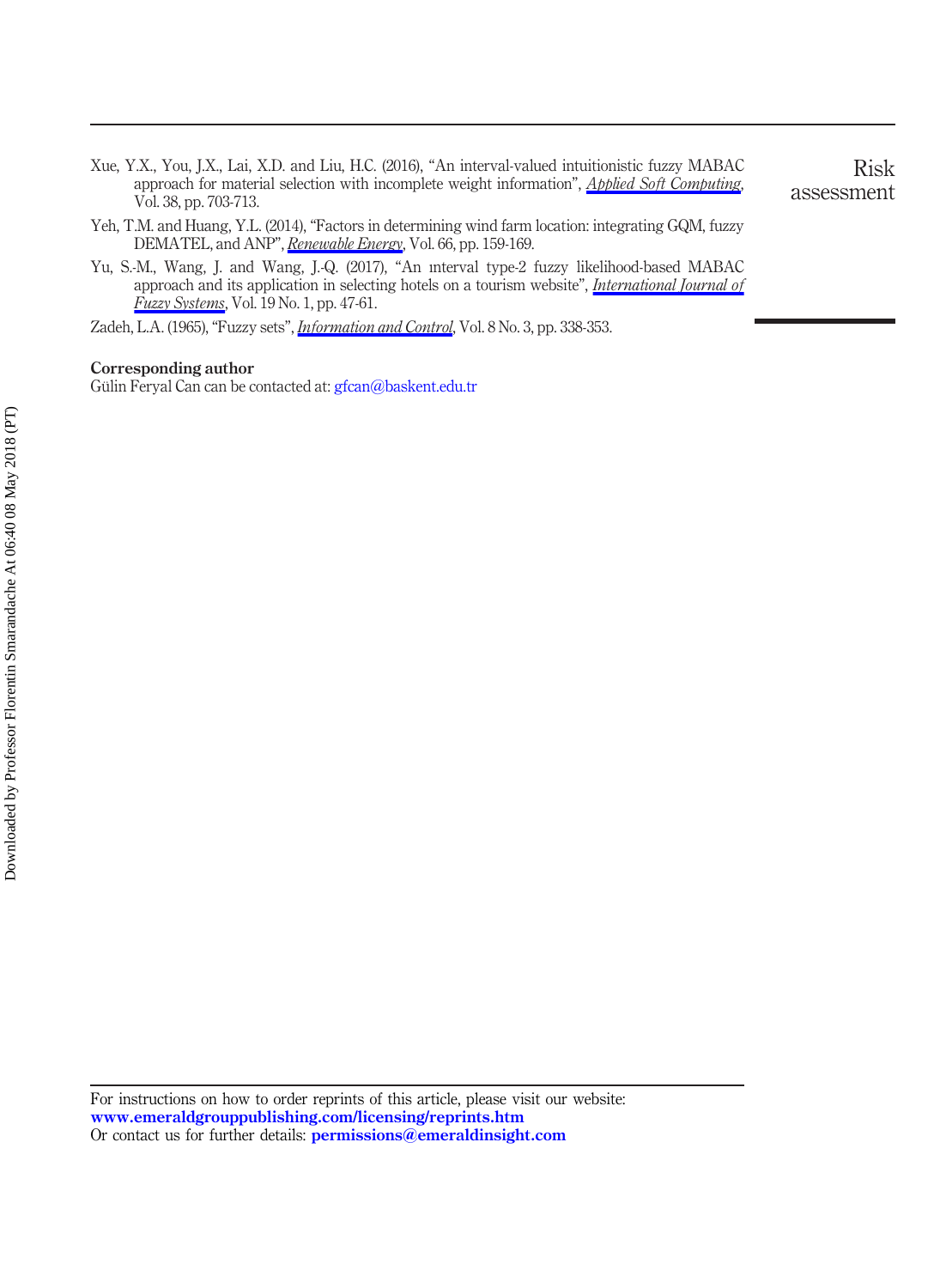Xue, Y.X., You, J.X., Lai, X.D. and Liu, H.C. (2016), "An interval-valued intuitionistic fuzzy MABAC approach for material selection with incomplete weight information", *Applied Soft Computing*, Vol. 38, pp. 703-713.

Yeh, T.M. and Huang, Y.L. (2014), "Factors in determining wind farm location: integrating GQM, fuzzy DEMATEL, and ANP", *Renewable Energy*, Vol. 66, pp. 159-169.

Yu, S.-M., Wang, J. and Wang, J.-Q. (2017), "An ınterval type-2 fuzzy likelihood-based MABAC approach and its application in selecting hotels on a tourism website", *International Journal of Fuzzy Systems*, Vol. 19 No. 1, pp. 47-61.

Zadeh, L.A. (1965), "Fuzzy sets", *Information and Control*, Vol. 8 No. 3, pp. 338-353.

**Corresponding author**

Gülin Feryal Can can be contacted at: gfcan@baskent.edu.tr

For instructions on how to order reprints of this article, please visit our website:
**www.emeraldgrouppublishing.com/licensing/reprints.htm**
Or contact us for further details: **permissions@emeraldinsight.com**